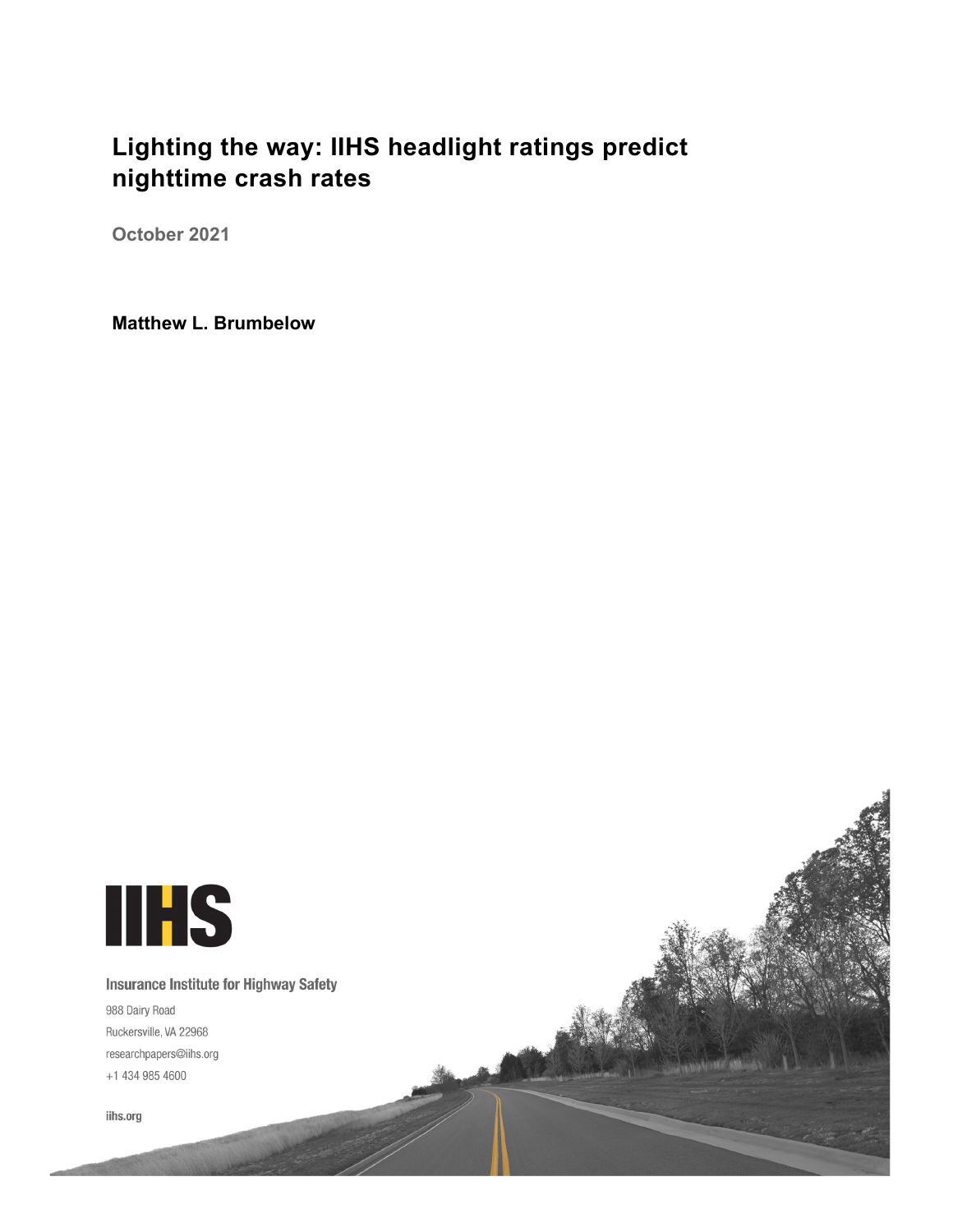# Lighting the way: IIHS headlight ratings predict nighttime crash rates

**October 2021**

**Matthew L. Brumbelow**

IIHS

Insurance Institute for Highway Safety

988 Dairy Road
Ruckersville, VA 22968
researchpapers@iihs.org
+1 434 985 4600

iihs.org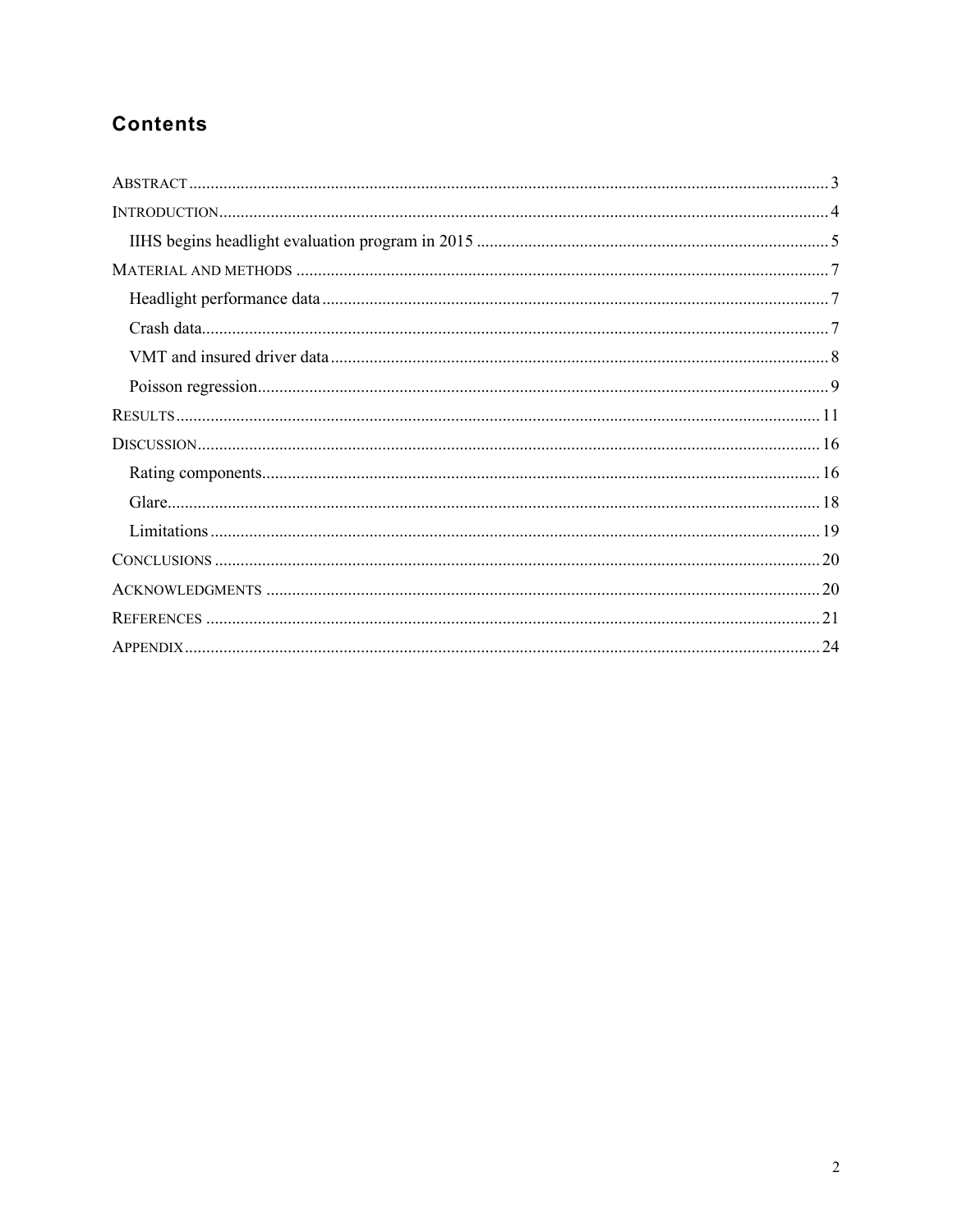## Contents

Abstract ... 3
Introduction ... 4
  IIHS begins headlight evaluation program in 2015 ... 5
Material and methods ... 7
  Headlight performance data ... 7
  Crash data ... 7
  VMT and insured driver data ... 8
  Poisson regression ... 9
Results ... 11
Discussion ... 16
  Rating components ... 16
  Glare ... 18
  Limitations ... 19
Conclusions ... 20
Acknowledgments ... 20
References ... 21
Appendix ... 24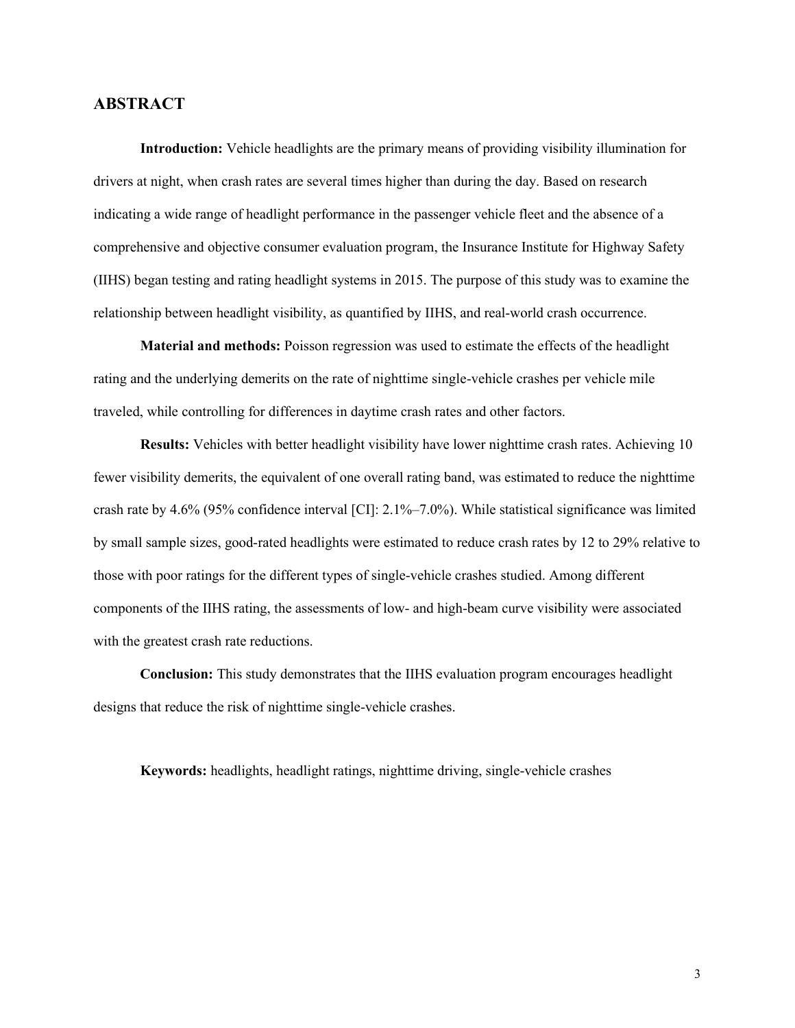## ABSTRACT

**Introduction:** Vehicle headlights are the primary means of providing visibility illumination for drivers at night, when crash rates are several times higher than during the day. Based on research indicating a wide range of headlight performance in the passenger vehicle fleet and the absence of a comprehensive and objective consumer evaluation program, the Insurance Institute for Highway Safety (IIHS) began testing and rating headlight systems in 2015. The purpose of this study was to examine the relationship between headlight visibility, as quantified by IIHS, and real-world crash occurrence.

**Material and methods:** Poisson regression was used to estimate the effects of the headlight rating and the underlying demerits on the rate of nighttime single-vehicle crashes per vehicle mile traveled, while controlling for differences in daytime crash rates and other factors.

**Results:** Vehicles with better headlight visibility have lower nighttime crash rates. Achieving 10 fewer visibility demerits, the equivalent of one overall rating band, was estimated to reduce the nighttime crash rate by 4.6% (95% confidence interval [CI]: 2.1%–7.0%). While statistical significance was limited by small sample sizes, good-rated headlights were estimated to reduce crash rates by 12 to 29% relative to those with poor ratings for the different types of single-vehicle crashes studied. Among different components of the IIHS rating, the assessments of low- and high-beam curve visibility were associated with the greatest crash rate reductions.

**Conclusion:** This study demonstrates that the IIHS evaluation program encourages headlight designs that reduce the risk of nighttime single-vehicle crashes.

**Keywords:** headlights, headlight ratings, nighttime driving, single-vehicle crashes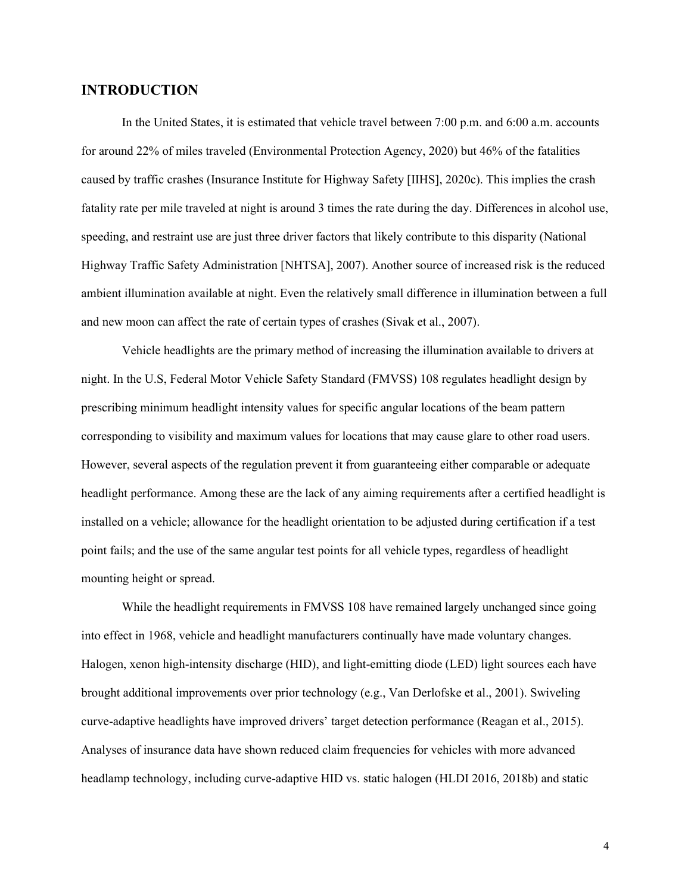## INTRODUCTION

In the United States, it is estimated that vehicle travel between 7:00 p.m. and 6:00 a.m. accounts for around 22% of miles traveled (Environmental Protection Agency, 2020) but 46% of the fatalities caused by traffic crashes (Insurance Institute for Highway Safety [IIHS], 2020c). This implies the crash fatality rate per mile traveled at night is around 3 times the rate during the day. Differences in alcohol use, speeding, and restraint use are just three driver factors that likely contribute to this disparity (National Highway Traffic Safety Administration [NHTSA], 2007). Another source of increased risk is the reduced ambient illumination available at night. Even the relatively small difference in illumination between a full and new moon can affect the rate of certain types of crashes (Sivak et al., 2007).

Vehicle headlights are the primary method of increasing the illumination available to drivers at night. In the U.S, Federal Motor Vehicle Safety Standard (FMVSS) 108 regulates headlight design by prescribing minimum headlight intensity values for specific angular locations of the beam pattern corresponding to visibility and maximum values for locations that may cause glare to other road users. However, several aspects of the regulation prevent it from guaranteeing either comparable or adequate headlight performance. Among these are the lack of any aiming requirements after a certified headlight is installed on a vehicle; allowance for the headlight orientation to be adjusted during certification if a test point fails; and the use of the same angular test points for all vehicle types, regardless of headlight mounting height or spread.

While the headlight requirements in FMVSS 108 have remained largely unchanged since going into effect in 1968, vehicle and headlight manufacturers continually have made voluntary changes. Halogen, xenon high-intensity discharge (HID), and light-emitting diode (LED) light sources each have brought additional improvements over prior technology (e.g., Van Derlofske et al., 2001). Swiveling curve-adaptive headlights have improved drivers' target detection performance (Reagan et al., 2015). Analyses of insurance data have shown reduced claim frequencies for vehicles with more advanced headlamp technology, including curve-adaptive HID vs. static halogen (HLDI 2016, 2018b) and static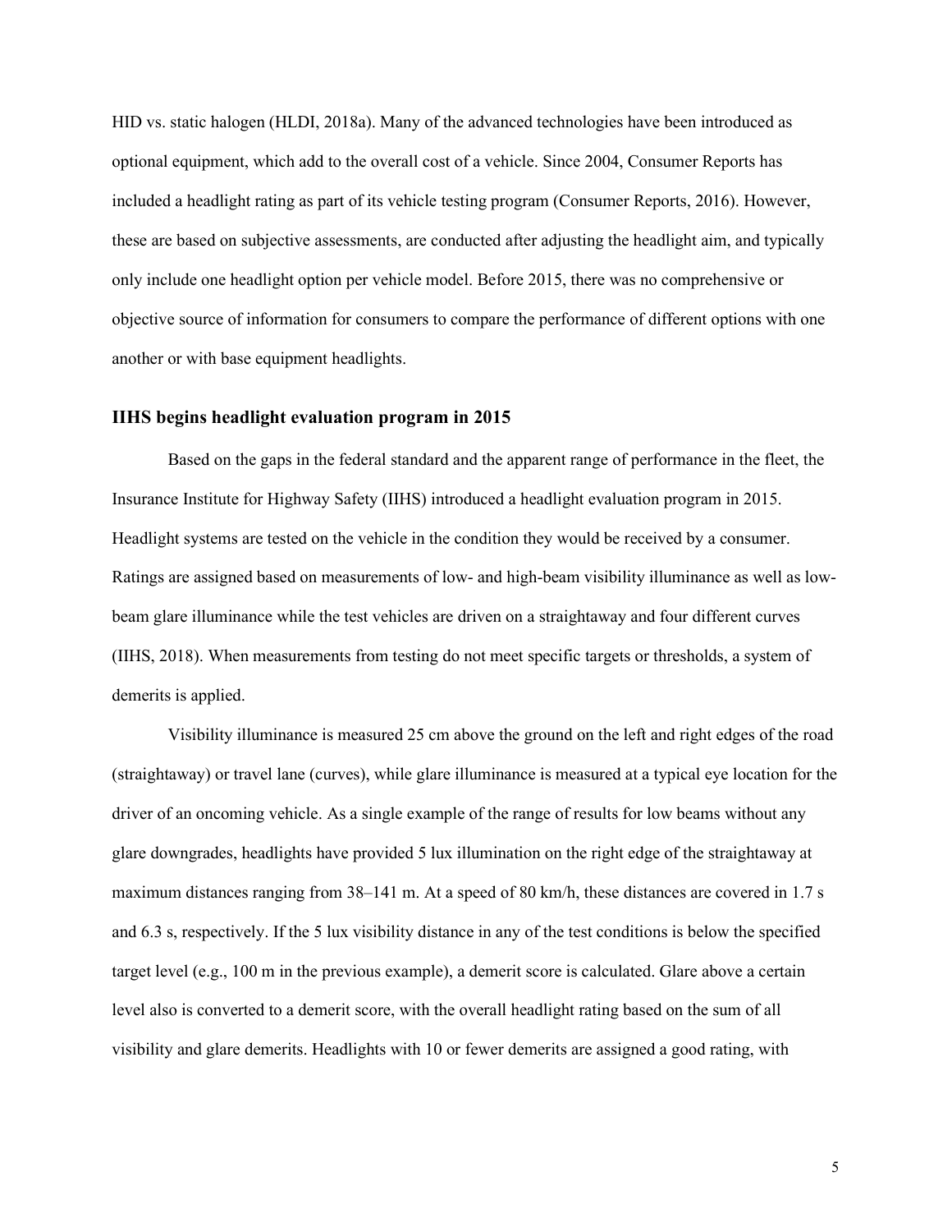HID vs. static halogen (HLDI, 2018a). Many of the advanced technologies have been introduced as optional equipment, which add to the overall cost of a vehicle. Since 2004, Consumer Reports has included a headlight rating as part of its vehicle testing program (Consumer Reports, 2016). However, these are based on subjective assessments, are conducted after adjusting the headlight aim, and typically only include one headlight option per vehicle model. Before 2015, there was no comprehensive or objective source of information for consumers to compare the performance of different options with one another or with base equipment headlights.

### IIHS begins headlight evaluation program in 2015

Based on the gaps in the federal standard and the apparent range of performance in the fleet, the Insurance Institute for Highway Safety (IIHS) introduced a headlight evaluation program in 2015. Headlight systems are tested on the vehicle in the condition they would be received by a consumer. Ratings are assigned based on measurements of low- and high-beam visibility illuminance as well as low-beam glare illuminance while the test vehicles are driven on a straightaway and four different curves (IIHS, 2018). When measurements from testing do not meet specific targets or thresholds, a system of demerits is applied.

Visibility illuminance is measured 25 cm above the ground on the left and right edges of the road (straightaway) or travel lane (curves), while glare illuminance is measured at a typical eye location for the driver of an oncoming vehicle. As a single example of the range of results for low beams without any glare downgrades, headlights have provided 5 lux illumination on the right edge of the straightaway at maximum distances ranging from 38–141 m. At a speed of 80 km/h, these distances are covered in 1.7 s and 6.3 s, respectively. If the 5 lux visibility distance in any of the test conditions is below the specified target level (e.g., 100 m in the previous example), a demerit score is calculated. Glare above a certain level also is converted to a demerit score, with the overall headlight rating based on the sum of all visibility and glare demerits. Headlights with 10 or fewer demerits are assigned a good rating, with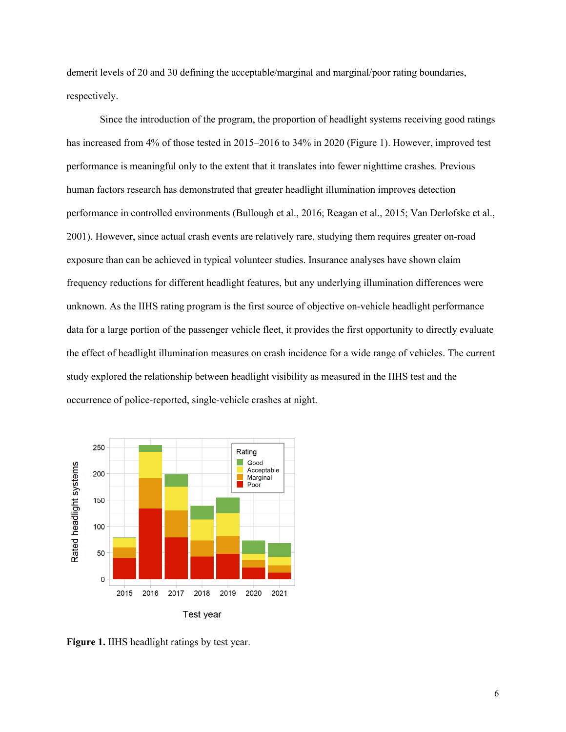demerit levels of 20 and 30 defining the acceptable/marginal and marginal/poor rating boundaries, respectively.

Since the introduction of the program, the proportion of headlight systems receiving good ratings has increased from 4% of those tested in 2015–2016 to 34% in 2020 (Figure 1). However, improved test performance is meaningful only to the extent that it translates into fewer nighttime crashes. Previous human factors research has demonstrated that greater headlight illumination improves detection performance in controlled environments (Bullough et al., 2016; Reagan et al., 2015; Van Derlofske et al., 2001). However, since actual crash events are relatively rare, studying them requires greater on-road exposure than can be achieved in typical volunteer studies. Insurance analyses have shown claim frequency reductions for different headlight features, but any underlying illumination differences were unknown. As the IIHS rating program is the first source of objective on-vehicle headlight performance data for a large portion of the passenger vehicle fleet, it provides the first opportunity to directly evaluate the effect of headlight illumination measures on crash incidence for a wide range of vehicles. The current study explored the relationship between headlight visibility as measured in the IIHS test and the occurrence of police-reported, single-vehicle crashes at night.

**Figure 1.** IIHS headlight ratings by test year.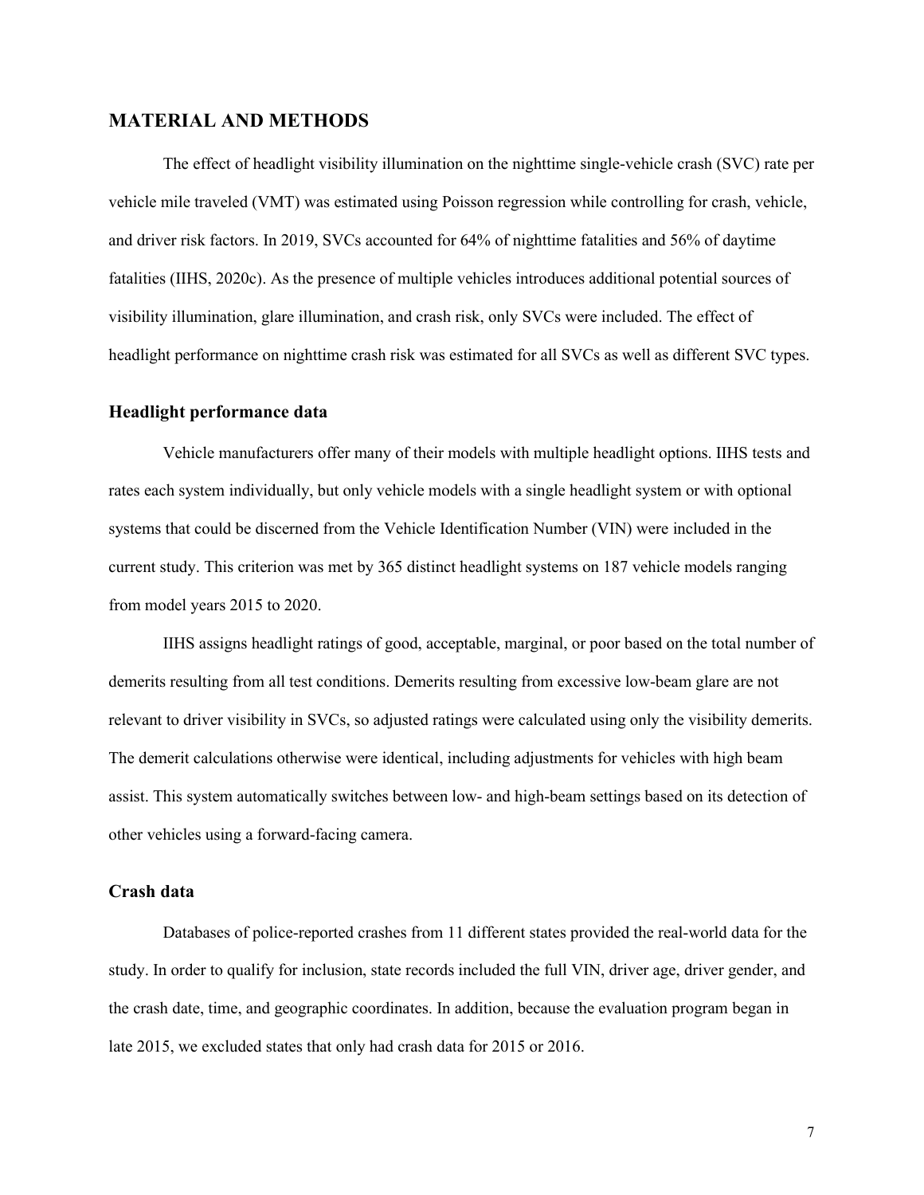## MATERIAL AND METHODS

The effect of headlight visibility illumination on the nighttime single-vehicle crash (SVC) rate per vehicle mile traveled (VMT) was estimated using Poisson regression while controlling for crash, vehicle, and driver risk factors. In 2019, SVCs accounted for 64% of nighttime fatalities and 56% of daytime fatalities (IIHS, 2020c). As the presence of multiple vehicles introduces additional potential sources of visibility illumination, glare illumination, and crash risk, only SVCs were included. The effect of headlight performance on nighttime crash risk was estimated for all SVCs as well as different SVC types.

### Headlight performance data

Vehicle manufacturers offer many of their models with multiple headlight options. IIHS tests and rates each system individually, but only vehicle models with a single headlight system or with optional systems that could be discerned from the Vehicle Identification Number (VIN) were included in the current study. This criterion was met by 365 distinct headlight systems on 187 vehicle models ranging from model years 2015 to 2020.

IIHS assigns headlight ratings of good, acceptable, marginal, or poor based on the total number of demerits resulting from all test conditions. Demerits resulting from excessive low-beam glare are not relevant to driver visibility in SVCs, so adjusted ratings were calculated using only the visibility demerits. The demerit calculations otherwise were identical, including adjustments for vehicles with high beam assist. This system automatically switches between low- and high-beam settings based on its detection of other vehicles using a forward-facing camera.

### Crash data

Databases of police-reported crashes from 11 different states provided the real-world data for the study. In order to qualify for inclusion, state records included the full VIN, driver age, driver gender, and the crash date, time, and geographic coordinates. In addition, because the evaluation program began in late 2015, we excluded states that only had crash data for 2015 or 2016.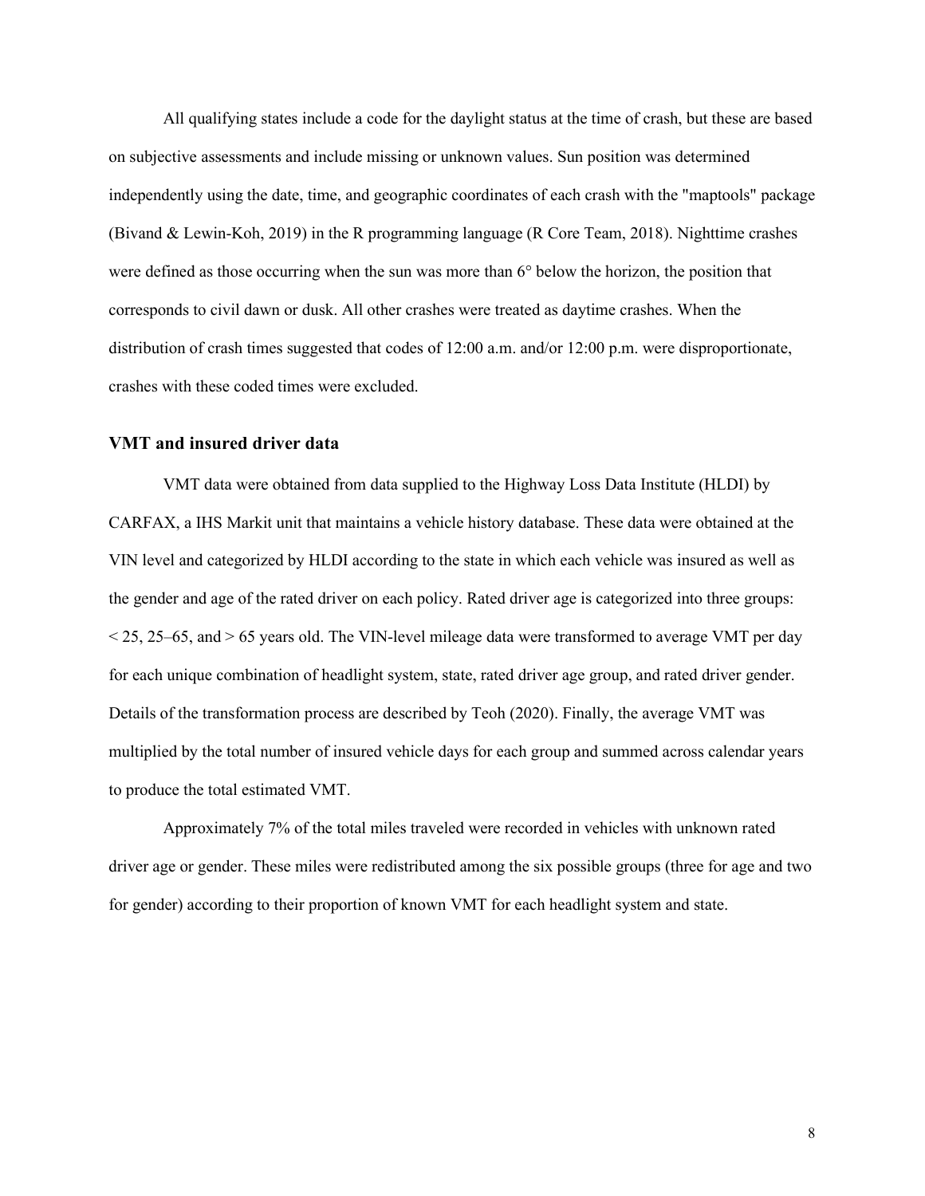All qualifying states include a code for the daylight status at the time of crash, but these are based on subjective assessments and include missing or unknown values. Sun position was determined independently using the date, time, and geographic coordinates of each crash with the "maptools" package (Bivand & Lewin-Koh, 2019) in the R programming language (R Core Team, 2018). Nighttime crashes were defined as those occurring when the sun was more than 6° below the horizon, the position that corresponds to civil dawn or dusk. All other crashes were treated as daytime crashes. When the distribution of crash times suggested that codes of 12:00 a.m. and/or 12:00 p.m. were disproportionate, crashes with these coded times were excluded.

### VMT and insured driver data

VMT data were obtained from data supplied to the Highway Loss Data Institute (HLDI) by CARFAX, a IHS Markit unit that maintains a vehicle history database. These data were obtained at the VIN level and categorized by HLDI according to the state in which each vehicle was insured as well as the gender and age of the rated driver on each policy. Rated driver age is categorized into three groups: < 25, 25–65, and > 65 years old. The VIN-level mileage data were transformed to average VMT per day for each unique combination of headlight system, state, rated driver age group, and rated driver gender. Details of the transformation process are described by Teoh (2020). Finally, the average VMT was multiplied by the total number of insured vehicle days for each group and summed across calendar years to produce the total estimated VMT.

Approximately 7% of the total miles traveled were recorded in vehicles with unknown rated driver age or gender. These miles were redistributed among the six possible groups (three for age and two for gender) according to their proportion of known VMT for each headlight system and state.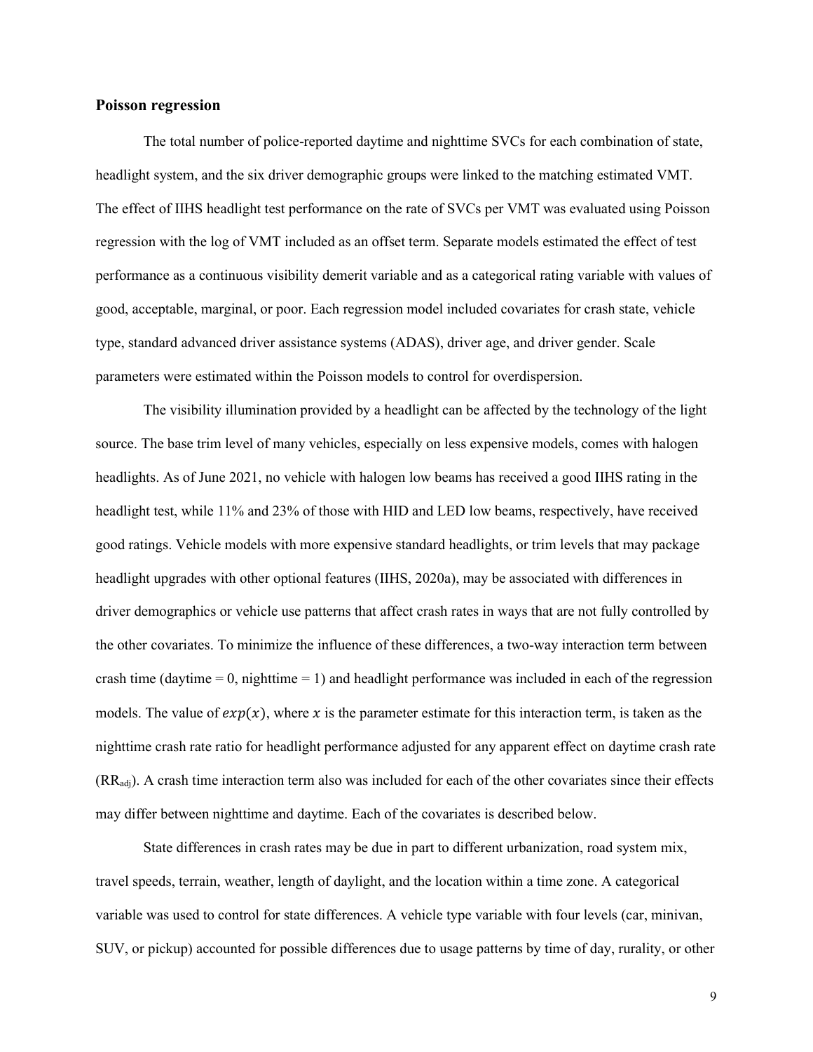### Poisson regression

The total number of police-reported daytime and nighttime SVCs for each combination of state, headlight system, and the six driver demographic groups were linked to the matching estimated VMT. The effect of IIHS headlight test performance on the rate of SVCs per VMT was evaluated using Poisson regression with the log of VMT included as an offset term. Separate models estimated the effect of test performance as a continuous visibility demerit variable and as a categorical rating variable with values of good, acceptable, marginal, or poor. Each regression model included covariates for crash state, vehicle type, standard advanced driver assistance systems (ADAS), driver age, and driver gender. Scale parameters were estimated within the Poisson models to control for overdispersion.

The visibility illumination provided by a headlight can be affected by the technology of the light source. The base trim level of many vehicles, especially on less expensive models, comes with halogen headlights. As of June 2021, no vehicle with halogen low beams has received a good IIHS rating in the headlight test, while 11% and 23% of those with HID and LED low beams, respectively, have received good ratings. Vehicle models with more expensive standard headlights, or trim levels that may package headlight upgrades with other optional features (IIHS, 2020a), may be associated with differences in driver demographics or vehicle use patterns that affect crash rates in ways that are not fully controlled by the other covariates. To minimize the influence of these differences, a two-way interaction term between crash time (daytime = 0, nighttime = 1) and headlight performance was included in each of the regression models. The value of $exp(x)$, where $x$ is the parameter estimate for this interaction term, is taken as the nighttime crash rate ratio for headlight performance adjusted for any apparent effect on daytime crash rate ($RR_{adj}$). A crash time interaction term also was included for each of the other covariates since their effects may differ between nighttime and daytime. Each of the covariates is described below.

State differences in crash rates may be due in part to different urbanization, road system mix, travel speeds, terrain, weather, length of daylight, and the location within a time zone. A categorical variable was used to control for state differences. A vehicle type variable with four levels (car, minivan, SUV, or pickup) accounted for possible differences due to usage patterns by time of day, rurality, or other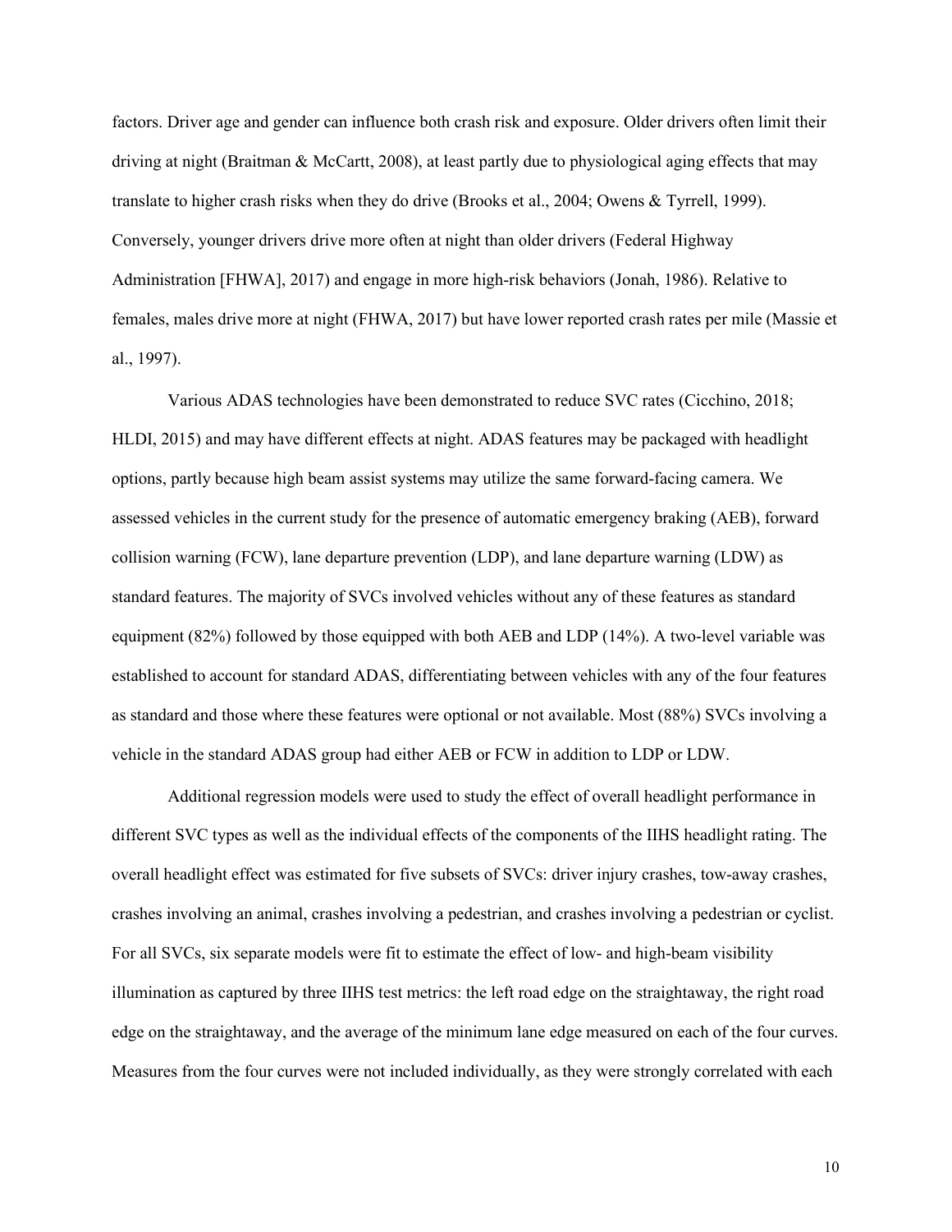factors. Driver age and gender can influence both crash risk and exposure. Older drivers often limit their driving at night (Braitman & McCartt, 2008), at least partly due to physiological aging effects that may translate to higher crash risks when they do drive (Brooks et al., 2004; Owens & Tyrrell, 1999). Conversely, younger drivers drive more often at night than older drivers (Federal Highway Administration [FHWA], 2017) and engage in more high-risk behaviors (Jonah, 1986). Relative to females, males drive more at night (FHWA, 2017) but have lower reported crash rates per mile (Massie et al., 1997).

Various ADAS technologies have been demonstrated to reduce SVC rates (Cicchino, 2018; HLDI, 2015) and may have different effects at night. ADAS features may be packaged with headlight options, partly because high beam assist systems may utilize the same forward-facing camera. We assessed vehicles in the current study for the presence of automatic emergency braking (AEB), forward collision warning (FCW), lane departure prevention (LDP), and lane departure warning (LDW) as standard features. The majority of SVCs involved vehicles without any of these features as standard equipment (82%) followed by those equipped with both AEB and LDP (14%). A two-level variable was established to account for standard ADAS, differentiating between vehicles with any of the four features as standard and those where these features were optional or not available. Most (88%) SVCs involving a vehicle in the standard ADAS group had either AEB or FCW in addition to LDP or LDW.

Additional regression models were used to study the effect of overall headlight performance in different SVC types as well as the individual effects of the components of the IIHS headlight rating. The overall headlight effect was estimated for five subsets of SVCs: driver injury crashes, tow-away crashes, crashes involving an animal, crashes involving a pedestrian, and crashes involving a pedestrian or cyclist. For all SVCs, six separate models were fit to estimate the effect of low- and high-beam visibility illumination as captured by three IIHS test metrics: the left road edge on the straightaway, the right road edge on the straightaway, and the average of the minimum lane edge measured on each of the four curves. Measures from the four curves were not included individually, as they were strongly correlated with each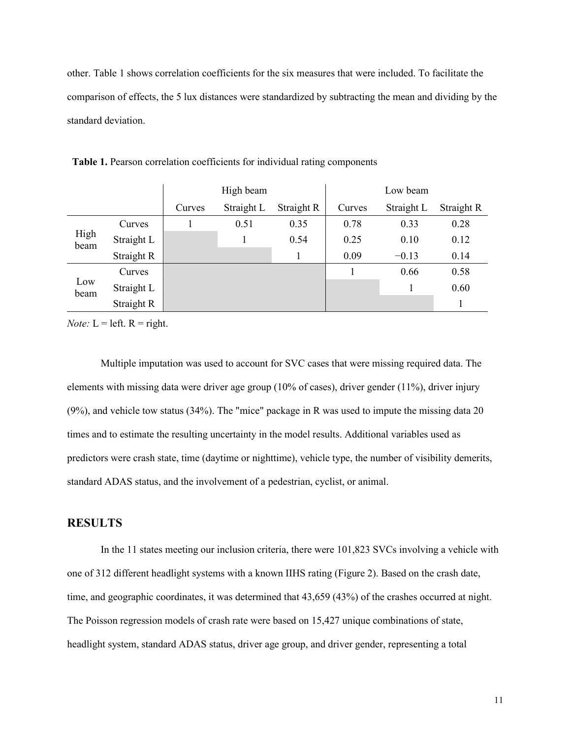other. Table 1 shows correlation coefficients for the six measures that were included. To facilitate the comparison of effects, the 5 lux distances were standardized by subtracting the mean and dividing by the standard deviation.

**Table 1.** Pearson correlation coefficients for individual rating components

| | | High beam | | | Low beam | | |
|---|---|---|---|---|---|---|---|
| | | Curves | Straight L | Straight R | Curves | Straight L | Straight R |
| High beam | Curves | 1 | 0.51 | 0.35 | 0.78 | 0.33 | 0.28 |
| | Straight L | | 1 | 0.54 | 0.25 | 0.10 | 0.12 |
| | Straight R | | | 1 | 0.09 | −0.13 | 0.14 |
| Low beam | Curves | | | | 1 | 0.66 | 0.58 |
| | Straight L | | | | | 1 | 0.60 |
| | Straight R | | | | | | 1 |

*Note:* L = left. R = right.

Multiple imputation was used to account for SVC cases that were missing required data. The elements with missing data were driver age group (10% of cases), driver gender (11%), driver injury (9%), and vehicle tow status (34%). The "mice" package in R was used to impute the missing data 20 times and to estimate the resulting uncertainty in the model results. Additional variables used as predictors were crash state, time (daytime or nighttime), vehicle type, the number of visibility demerits, standard ADAS status, and the involvement of a pedestrian, cyclist, or animal.

## RESULTS

In the 11 states meeting our inclusion criteria, there were 101,823 SVCs involving a vehicle with one of 312 different headlight systems with a known IIHS rating (Figure 2). Based on the crash date, time, and geographic coordinates, it was determined that 43,659 (43%) of the crashes occurred at night. The Poisson regression models of crash rate were based on 15,427 unique combinations of state, headlight system, standard ADAS status, driver age group, and driver gender, representing a total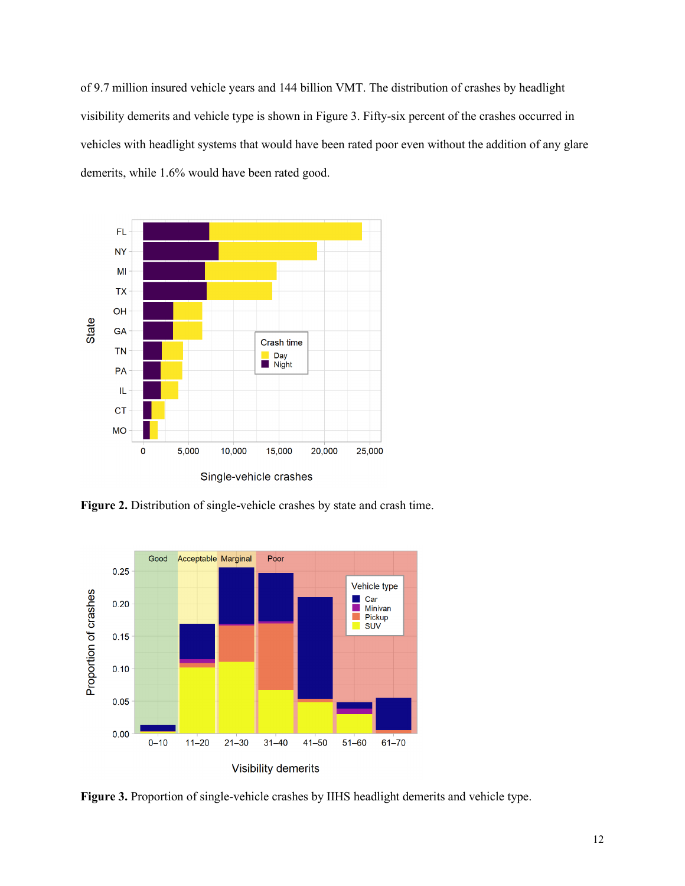of 9.7 million insured vehicle years and 144 billion VMT. The distribution of crashes by headlight visibility demerits and vehicle type is shown in Figure 3. Fifty-six percent of the crashes occurred in vehicles with headlight systems that would have been rated poor even without the addition of any glare demerits, while 1.6% would have been rated good.

**Figure 2.** Distribution of single-vehicle crashes by state and crash time.

**Figure 3.** Proportion of single-vehicle crashes by IIHS headlight demerits and vehicle type.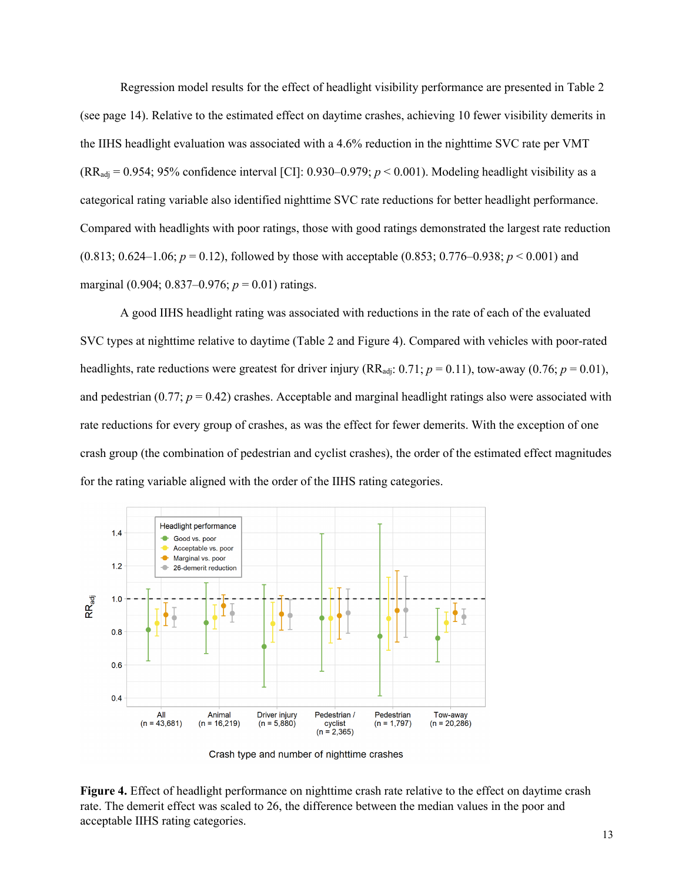Regression model results for the effect of headlight visibility performance are presented in Table 2 (see page 14). Relative to the estimated effect on daytime crashes, achieving 10 fewer visibility demerits in the IIHS headlight evaluation was associated with a 4.6% reduction in the nighttime SVC rate per VMT ($RR_{adj}$ = 0.954; 95% confidence interval [CI]: 0.930–0.979; $p < 0.001$). Modeling headlight visibility as a categorical rating variable also identified nighttime SVC rate reductions for better headlight performance. Compared with headlights with poor ratings, those with good ratings demonstrated the largest rate reduction (0.813; 0.624–1.06; $p = 0.12$), followed by those with acceptable (0.853; 0.776–0.938; $p < 0.001$) and marginal (0.904; 0.837–0.976; $p = 0.01$) ratings.

A good IIHS headlight rating was associated with reductions in the rate of each of the evaluated SVC types at nighttime relative to daytime (Table 2 and Figure 4). Compared with vehicles with poor-rated headlights, rate reductions were greatest for driver injury ($RR_{adj}$: 0.71; $p = 0.11$), tow-away (0.76; $p = 0.01$), and pedestrian (0.77; $p = 0.42$) crashes. Acceptable and marginal headlight ratings also were associated with rate reductions for every group of crashes, as was the effect for fewer demerits. With the exception of one crash group (the combination of pedestrian and cyclist crashes), the order of the estimated effect magnitudes for the rating variable aligned with the order of the IIHS rating categories.

**Figure 4.** Effect of headlight performance on nighttime crash rate relative to the effect on daytime crash rate. The demerit effect was scaled to 26, the difference between the median values in the poor and acceptable IIHS rating categories.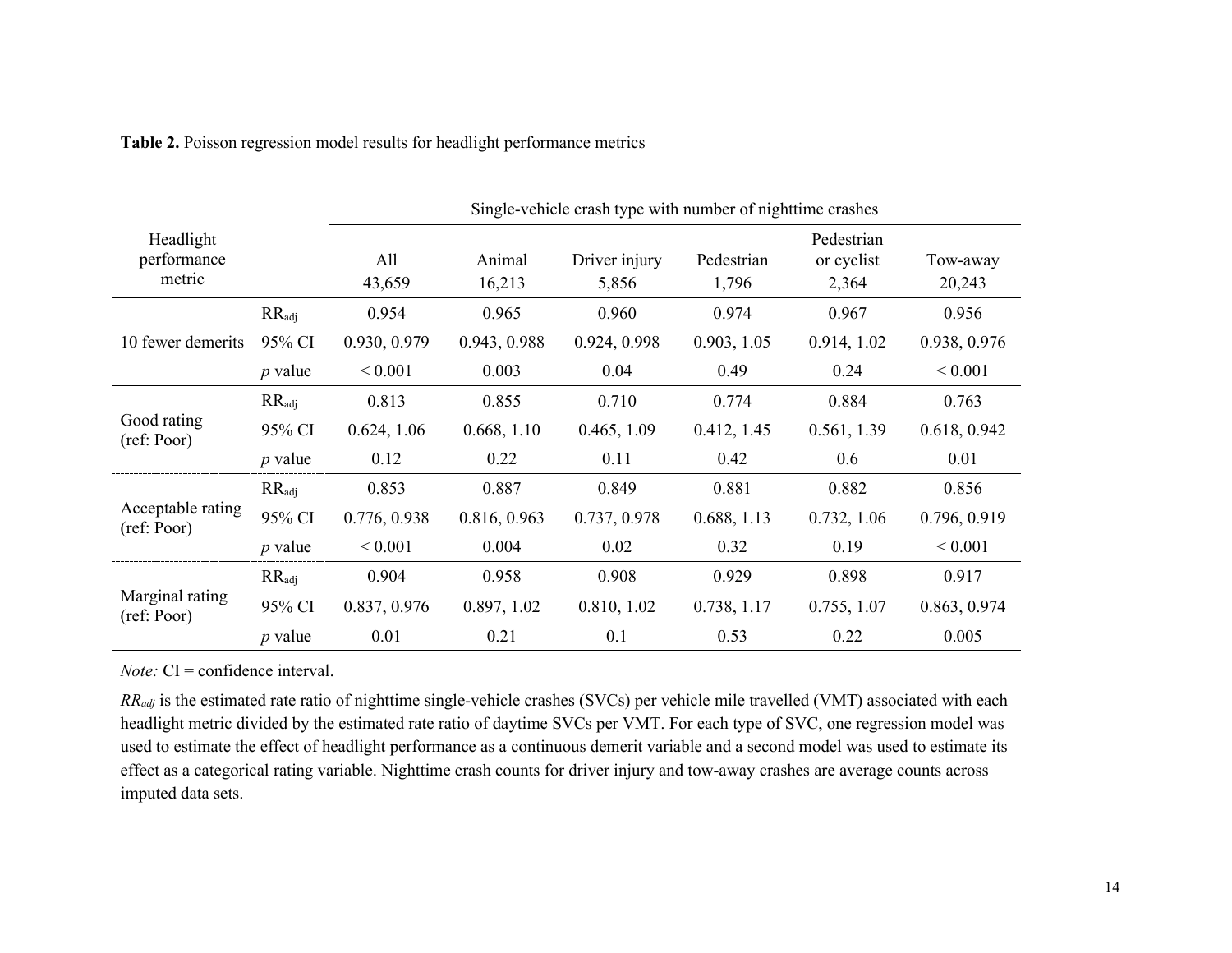**Table 2.** Poisson regression model results for headlight performance metrics

| Headlight performance metric | | Single-vehicle crash type with number of nighttime crashes | | | | | |
|---|---|---|---|---|---|---|---|
| | | All 43,659 | Animal 16,213 | Driver injury 5,856 | Pedestrian 1,796 | Pedestrian or cyclist 2,364 | Tow-away 20,243 |
| 10 fewer demerits | $RR_{adj}$ | 0.954 | 0.965 | 0.960 | 0.974 | 0.967 | 0.956 |
| | 95% CI | 0.930, 0.979 | 0.943, 0.988 | 0.924, 0.998 | 0.903, 1.05 | 0.914, 1.02 | 0.938, 0.976 |
| | *p* value | < 0.001 | 0.003 | 0.04 | 0.49 | 0.24 | < 0.001 |
| Good rating (ref: Poor) | $RR_{adj}$ | 0.813 | 0.855 | 0.710 | 0.774 | 0.884 | 0.763 |
| | 95% CI | 0.624, 1.06 | 0.668, 1.10 | 0.465, 1.09 | 0.412, 1.45 | 0.561, 1.39 | 0.618, 0.942 |
| | *p* value | 0.12 | 0.22 | 0.11 | 0.42 | 0.6 | 0.01 |
| Acceptable rating (ref: Poor) | $RR_{adj}$ | 0.853 | 0.887 | 0.849 | 0.881 | 0.882 | 0.856 |
| | 95% CI | 0.776, 0.938 | 0.816, 0.963 | 0.737, 0.978 | 0.688, 1.13 | 0.732, 1.06 | 0.796, 0.919 |
| | *p* value | < 0.001 | 0.004 | 0.02 | 0.32 | 0.19 | < 0.001 |
| Marginal rating (ref: Poor) | $RR_{adj}$ | 0.904 | 0.958 | 0.908 | 0.929 | 0.898 | 0.917 |
| | 95% CI | 0.837, 0.976 | 0.897, 1.02 | 0.810, 1.02 | 0.738, 1.17 | 0.755, 1.07 | 0.863, 0.974 |
| | *p* value | 0.01 | 0.21 | 0.1 | 0.53 | 0.22 | 0.005 |

*Note:* CI = confidence interval.

$RR_{adj}$ is the estimated rate ratio of nighttime single-vehicle crashes (SVCs) per vehicle mile travelled (VMT) associated with each headlight metric divided by the estimated rate ratio of daytime SVCs per VMT. For each type of SVC, one regression model was used to estimate the effect of headlight performance as a continuous demerit variable and a second model was used to estimate its effect as a categorical rating variable. Nighttime crash counts for driver injury and tow-away crashes are average counts across imputed data sets.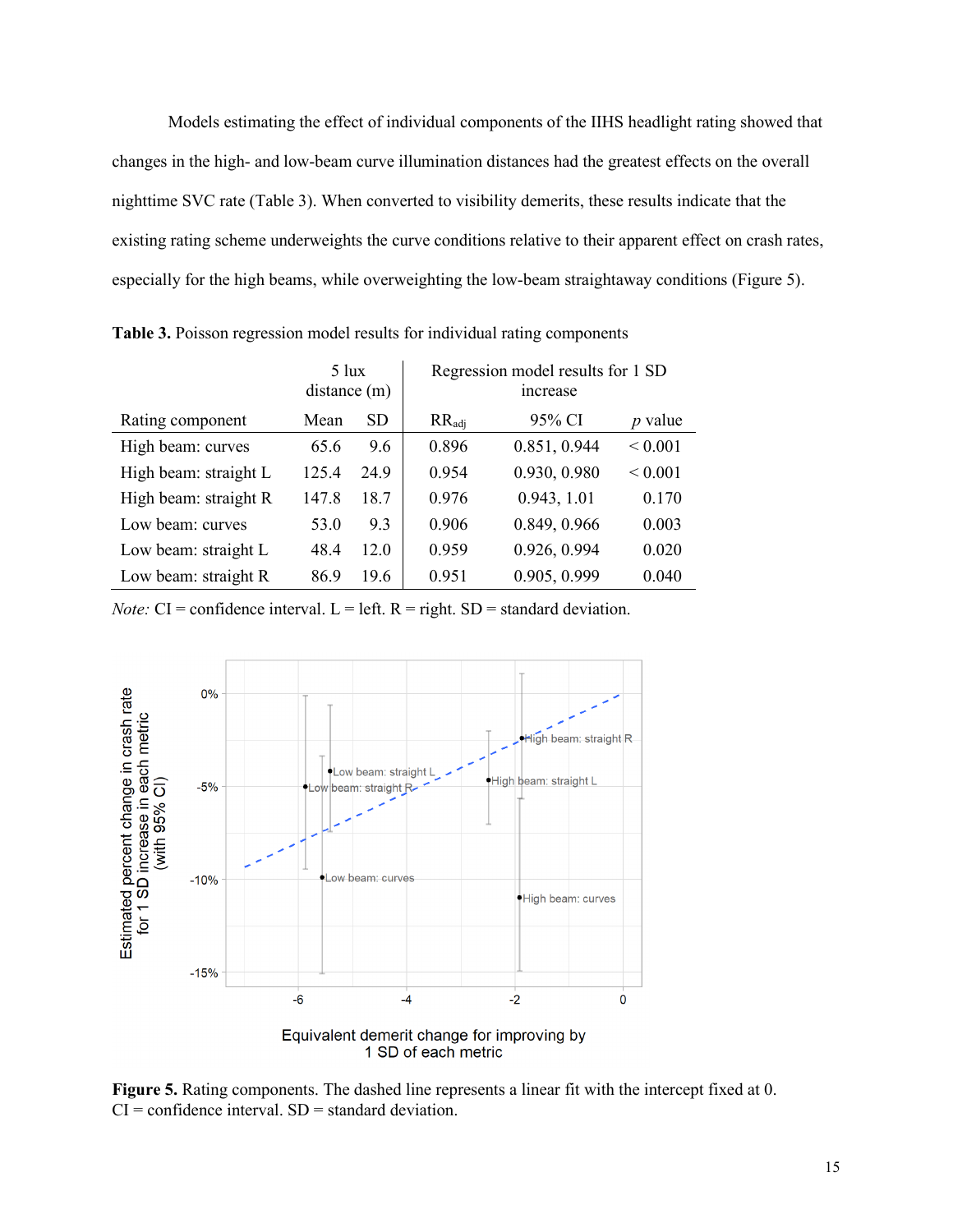Models estimating the effect of individual components of the IIHS headlight rating showed that changes in the high- and low-beam curve illumination distances had the greatest effects on the overall nighttime SVC rate (Table 3). When converted to visibility demerits, these results indicate that the existing rating scheme underweights the curve conditions relative to their apparent effect on crash rates, especially for the high beams, while overweighting the low-beam straightaway conditions (Figure 5).

**Table 3.** Poisson regression model results for individual rating components

| | 5 lux distance (m) | | Regression model results for 1 SD increase | | |
|---|---|---|---|---|---|
| Rating component | Mean | SD | $RR_{adj}$ | 95% CI | *p* value |
| High beam: curves | 65.6 | 9.6 | 0.896 | 0.851, 0.944 | < 0.001 |
| High beam: straight L | 125.4 | 24.9 | 0.954 | 0.930, 0.980 | < 0.001 |
| High beam: straight R | 147.8 | 18.7 | 0.976 | 0.943, 1.01 | 0.170 |
| Low beam: curves | 53.0 | 9.3 | 0.906 | 0.849, 0.966 | 0.003 |
| Low beam: straight L | 48.4 | 12.0 | 0.959 | 0.926, 0.994 | 0.020 |
| Low beam: straight R | 86.9 | 19.6 | 0.951 | 0.905, 0.999 | 0.040 |

*Note:* CI = confidence interval. L = left. R = right. SD = standard deviation.

**Figure 5.** Rating components. The dashed line represents a linear fit with the intercept fixed at 0. CI = confidence interval. SD = standard deviation.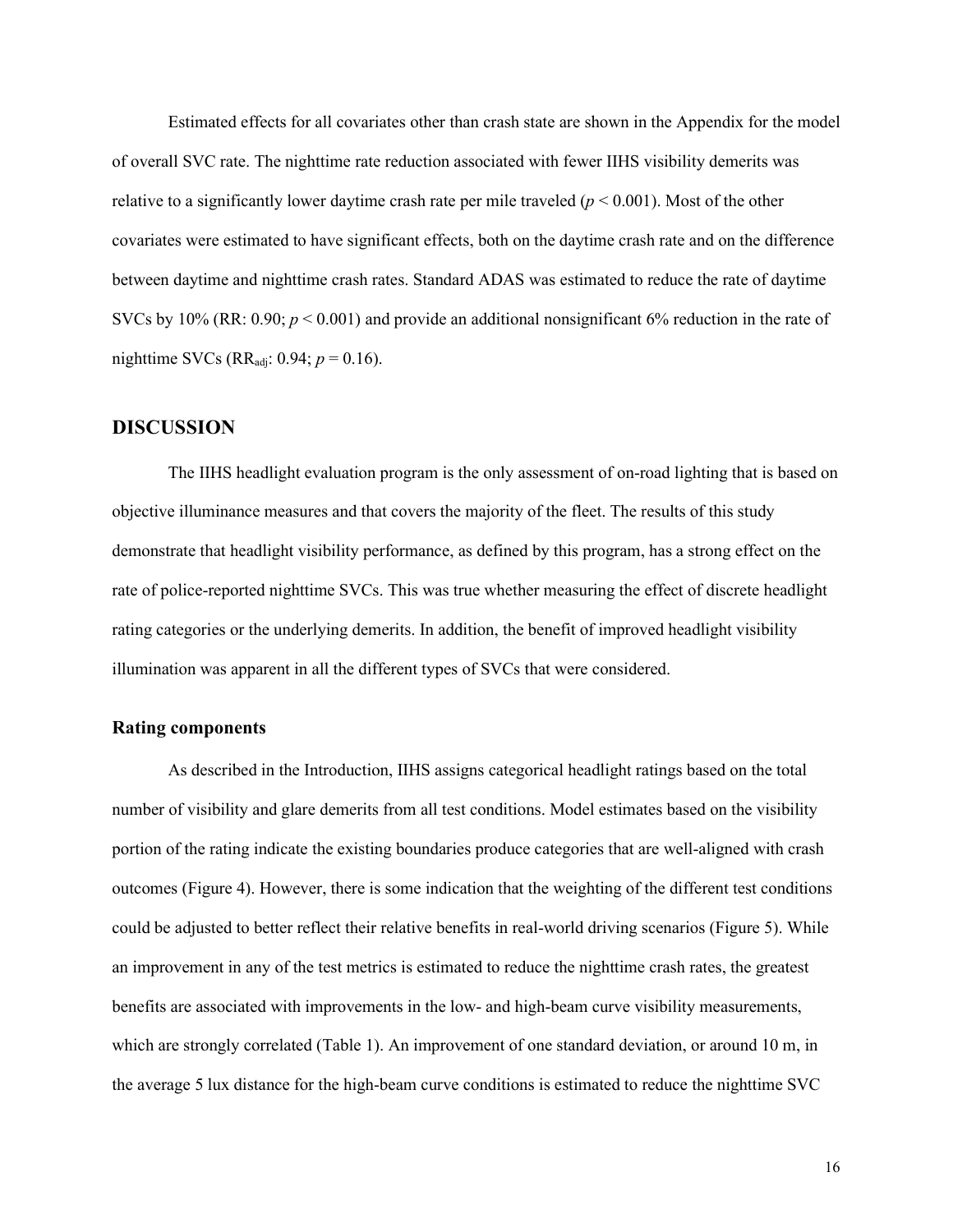Estimated effects for all covariates other than crash state are shown in the Appendix for the model of overall SVC rate. The nighttime rate reduction associated with fewer IIHS visibility demerits was relative to a significantly lower daytime crash rate per mile traveled ($p < 0.001$). Most of the other covariates were estimated to have significant effects, both on the daytime crash rate and on the difference between daytime and nighttime crash rates. Standard ADAS was estimated to reduce the rate of daytime SVCs by 10% (RR: 0.90; $p < 0.001$) and provide an additional nonsignificant 6% reduction in the rate of nighttime SVCs ($RR_{adj}$: 0.94; $p = 0.16$).

## DISCUSSION

The IIHS headlight evaluation program is the only assessment of on-road lighting that is based on objective illuminance measures and that covers the majority of the fleet. The results of this study demonstrate that headlight visibility performance, as defined by this program, has a strong effect on the rate of police-reported nighttime SVCs. This was true whether measuring the effect of discrete headlight rating categories or the underlying demerits. In addition, the benefit of improved headlight visibility illumination was apparent in all the different types of SVCs that were considered.

### Rating components

As described in the Introduction, IIHS assigns categorical headlight ratings based on the total number of visibility and glare demerits from all test conditions. Model estimates based on the visibility portion of the rating indicate the existing boundaries produce categories that are well-aligned with crash outcomes (Figure 4). However, there is some indication that the weighting of the different test conditions could be adjusted to better reflect their relative benefits in real-world driving scenarios (Figure 5). While an improvement in any of the test metrics is estimated to reduce the nighttime crash rates, the greatest benefits are associated with improvements in the low- and high-beam curve visibility measurements, which are strongly correlated (Table 1). An improvement of one standard deviation, or around 10 m, in the average 5 lux distance for the high-beam curve conditions is estimated to reduce the nighttime SVC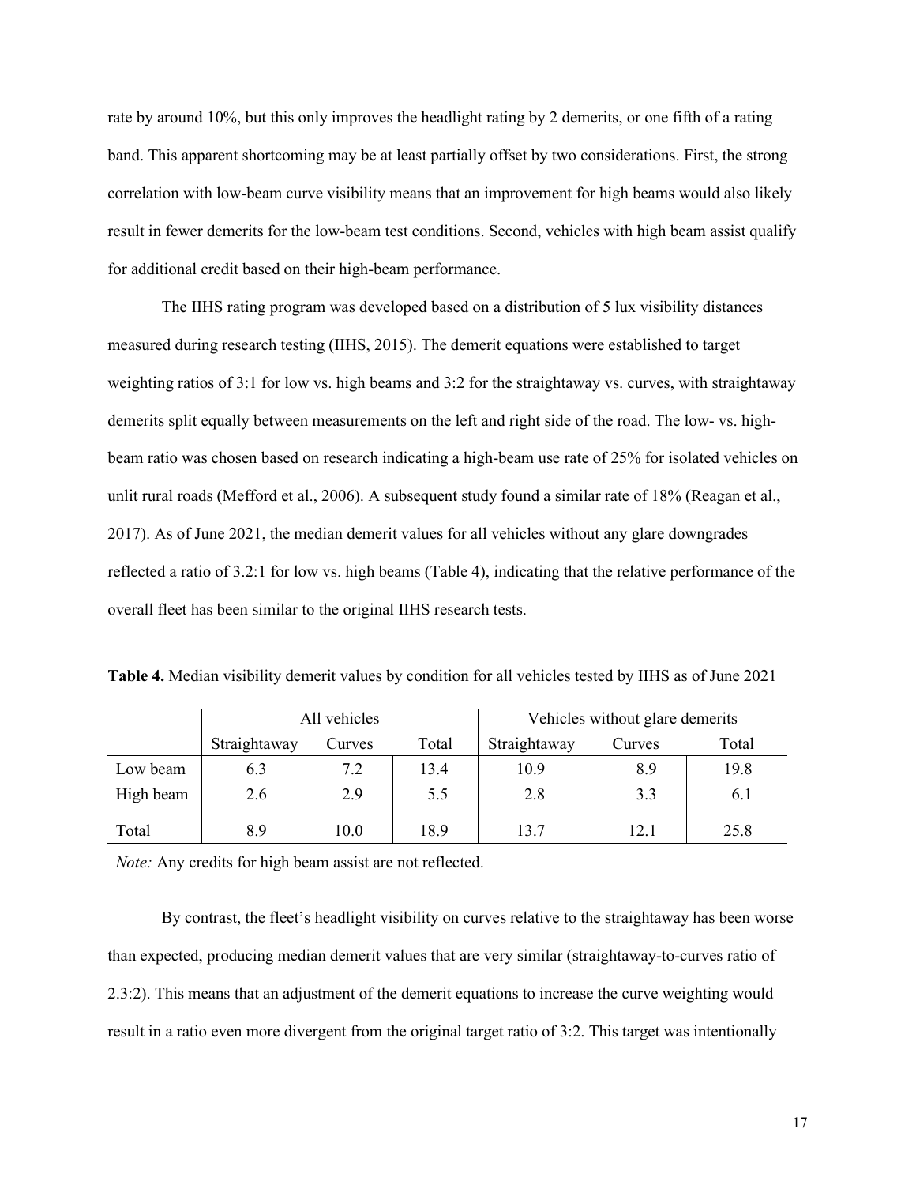rate by around 10%, but this only improves the headlight rating by 2 demerits, or one fifth of a rating band. This apparent shortcoming may be at least partially offset by two considerations. First, the strong correlation with low-beam curve visibility means that an improvement for high beams would also likely result in fewer demerits for the low-beam test conditions. Second, vehicles with high beam assist qualify for additional credit based on their high-beam performance.

The IIHS rating program was developed based on a distribution of 5 lux visibility distances measured during research testing (IIHS, 2015). The demerit equations were established to target weighting ratios of 3:1 for low vs. high beams and 3:2 for the straightaway vs. curves, with straightaway demerits split equally between measurements on the left and right side of the road. The low- vs. high-beam ratio was chosen based on research indicating a high-beam use rate of 25% for isolated vehicles on unlit rural roads (Mefford et al., 2006). A subsequent study found a similar rate of 18% (Reagan et al., 2017). As of June 2021, the median demerit values for all vehicles without any glare downgrades reflected a ratio of 3.2:1 for low vs. high beams (Table 4), indicating that the relative performance of the overall fleet has been similar to the original IIHS research tests.

**Table 4.** Median visibility demerit values by condition for all vehicles tested by IIHS as of June 2021

| | All vehicles | | | Vehicles without glare demerits | | |
|---|---|---|---|---|---|---|
| | Straightaway | Curves | Total | Straightaway | Curves | Total |
| Low beam | 6.3 | 7.2 | 13.4 | 10.9 | 8.9 | 19.8 |
| High beam | 2.6 | 2.9 | 5.5 | 2.8 | 3.3 | 6.1 |
| Total | 8.9 | 10.0 | 18.9 | 13.7 | 12.1 | 25.8 |

*Note:* Any credits for high beam assist are not reflected.

By contrast, the fleet's headlight visibility on curves relative to the straightaway has been worse than expected, producing median demerit values that are very similar (straightaway-to-curves ratio of 2.3:2). This means that an adjustment of the demerit equations to increase the curve weighting would result in a ratio even more divergent from the original target ratio of 3:2. This target was intentionally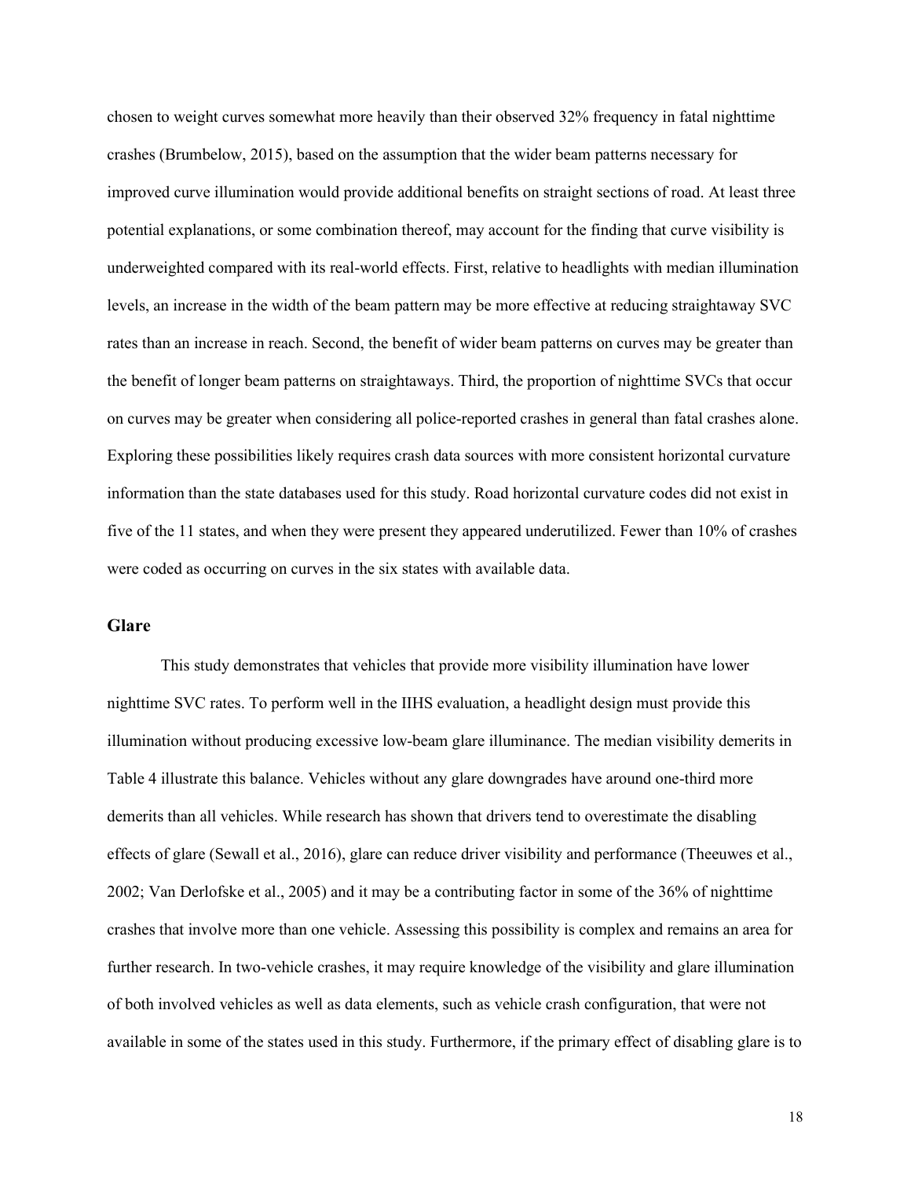chosen to weight curves somewhat more heavily than their observed 32% frequency in fatal nighttime crashes (Brumbelow, 2015), based on the assumption that the wider beam patterns necessary for improved curve illumination would provide additional benefits on straight sections of road. At least three potential explanations, or some combination thereof, may account for the finding that curve visibility is underweighted compared with its real-world effects. First, relative to headlights with median illumination levels, an increase in the width of the beam pattern may be more effective at reducing straightaway SVC rates than an increase in reach. Second, the benefit of wider beam patterns on curves may be greater than the benefit of longer beam patterns on straightaways. Third, the proportion of nighttime SVCs that occur on curves may be greater when considering all police-reported crashes in general than fatal crashes alone. Exploring these possibilities likely requires crash data sources with more consistent horizontal curvature information than the state databases used for this study. Road horizontal curvature codes did not exist in five of the 11 states, and when they were present they appeared underutilized. Fewer than 10% of crashes were coded as occurring on curves in the six states with available data.

## Glare

This study demonstrates that vehicles that provide more visibility illumination have lower nighttime SVC rates. To perform well in the IIHS evaluation, a headlight design must provide this illumination without producing excessive low-beam glare illuminance. The median visibility demerits in Table 4 illustrate this balance. Vehicles without any glare downgrades have around one-third more demerits than all vehicles. While research has shown that drivers tend to overestimate the disabling effects of glare (Sewall et al., 2016), glare can reduce driver visibility and performance (Theeuwes et al., 2002; Van Derlofske et al., 2005) and it may be a contributing factor in some of the 36% of nighttime crashes that involve more than one vehicle. Assessing this possibility is complex and remains an area for further research. In two-vehicle crashes, it may require knowledge of the visibility and glare illumination of both involved vehicles as well as data elements, such as vehicle crash configuration, that were not available in some of the states used in this study. Furthermore, if the primary effect of disabling glare is to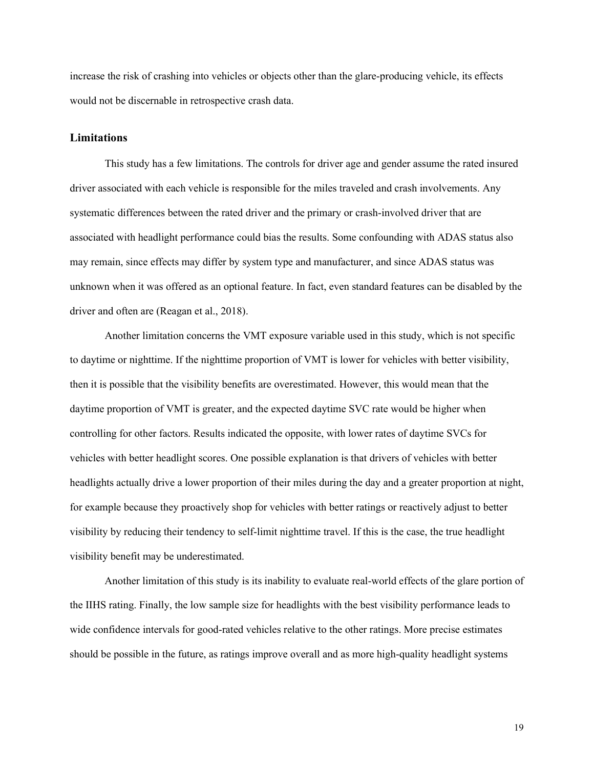increase the risk of crashing into vehicles or objects other than the glare-producing vehicle, its effects would not be discernable in retrospective crash data.

## Limitations

This study has a few limitations. The controls for driver age and gender assume the rated insured driver associated with each vehicle is responsible for the miles traveled and crash involvements. Any systematic differences between the rated driver and the primary or crash-involved driver that are associated with headlight performance could bias the results. Some confounding with ADAS status also may remain, since effects may differ by system type and manufacturer, and since ADAS status was unknown when it was offered as an optional feature. In fact, even standard features can be disabled by the driver and often are (Reagan et al., 2018).

Another limitation concerns the VMT exposure variable used in this study, which is not specific to daytime or nighttime. If the nighttime proportion of VMT is lower for vehicles with better visibility, then it is possible that the visibility benefits are overestimated. However, this would mean that the daytime proportion of VMT is greater, and the expected daytime SVC rate would be higher when controlling for other factors. Results indicated the opposite, with lower rates of daytime SVCs for vehicles with better headlight scores. One possible explanation is that drivers of vehicles with better headlights actually drive a lower proportion of their miles during the day and a greater proportion at night, for example because they proactively shop for vehicles with better ratings or reactively adjust to better visibility by reducing their tendency to self-limit nighttime travel. If this is the case, the true headlight visibility benefit may be underestimated.

Another limitation of this study is its inability to evaluate real-world effects of the glare portion of the IIHS rating. Finally, the low sample size for headlights with the best visibility performance leads to wide confidence intervals for good-rated vehicles relative to the other ratings. More precise estimates should be possible in the future, as ratings improve overall and as more high-quality headlight systems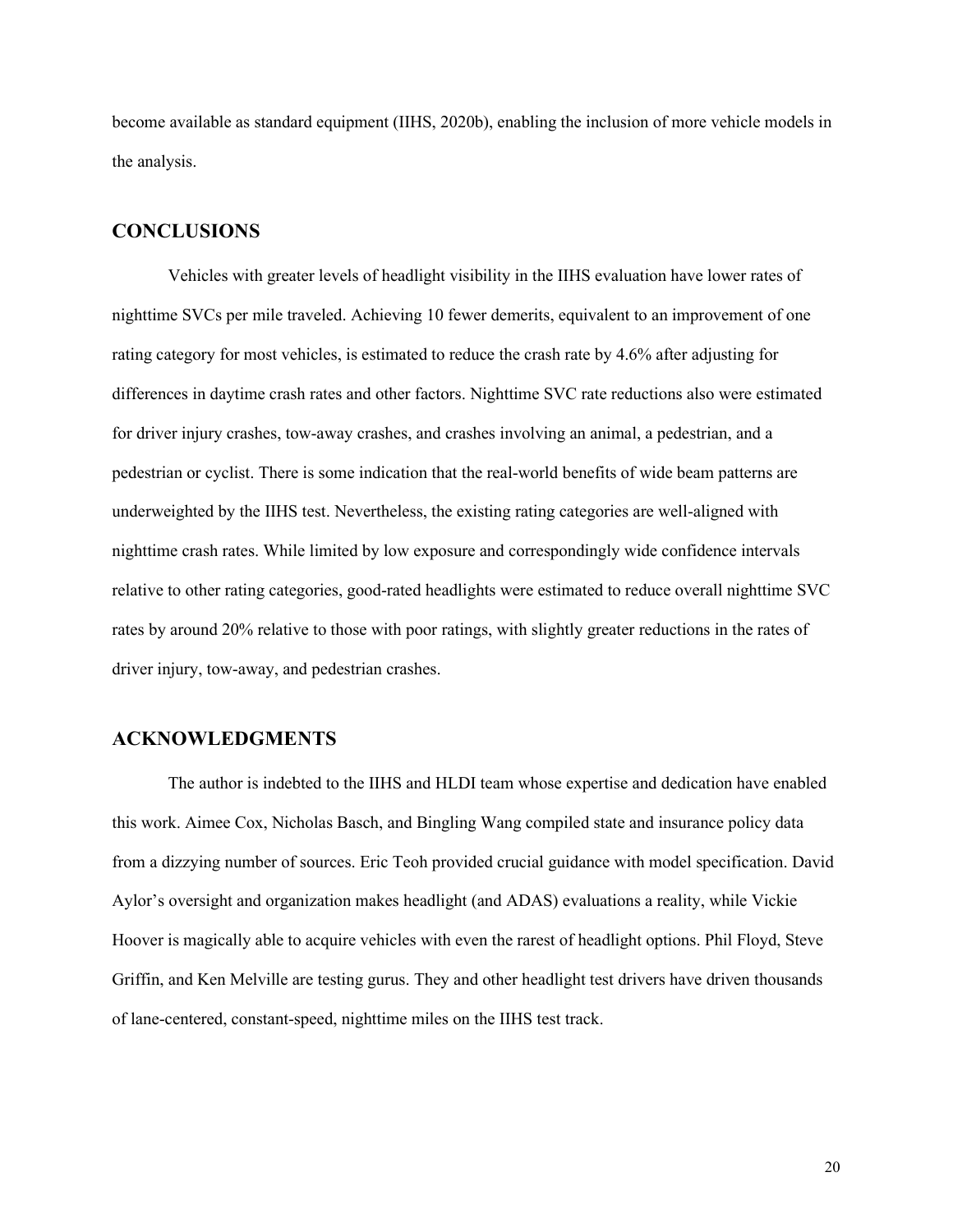become available as standard equipment (IIHS, 2020b), enabling the inclusion of more vehicle models in the analysis.

## CONCLUSIONS

Vehicles with greater levels of headlight visibility in the IIHS evaluation have lower rates of nighttime SVCs per mile traveled. Achieving 10 fewer demerits, equivalent to an improvement of one rating category for most vehicles, is estimated to reduce the crash rate by 4.6% after adjusting for differences in daytime crash rates and other factors. Nighttime SVC rate reductions also were estimated for driver injury crashes, tow-away crashes, and crashes involving an animal, a pedestrian, and a pedestrian or cyclist. There is some indication that the real-world benefits of wide beam patterns are underweighted by the IIHS test. Nevertheless, the existing rating categories are well-aligned with nighttime crash rates. While limited by low exposure and correspondingly wide confidence intervals relative to other rating categories, good-rated headlights were estimated to reduce overall nighttime SVC rates by around 20% relative to those with poor ratings, with slightly greater reductions in the rates of driver injury, tow-away, and pedestrian crashes.

## ACKNOWLEDGMENTS

The author is indebted to the IIHS and HLDI team whose expertise and dedication have enabled this work. Aimee Cox, Nicholas Basch, and Bingling Wang compiled state and insurance policy data from a dizzying number of sources. Eric Teoh provided crucial guidance with model specification. David Aylor's oversight and organization makes headlight (and ADAS) evaluations a reality, while Vickie Hoover is magically able to acquire vehicles with even the rarest of headlight options. Phil Floyd, Steve Griffin, and Ken Melville are testing gurus. They and other headlight test drivers have driven thousands of lane-centered, constant-speed, nighttime miles on the IIHS test track.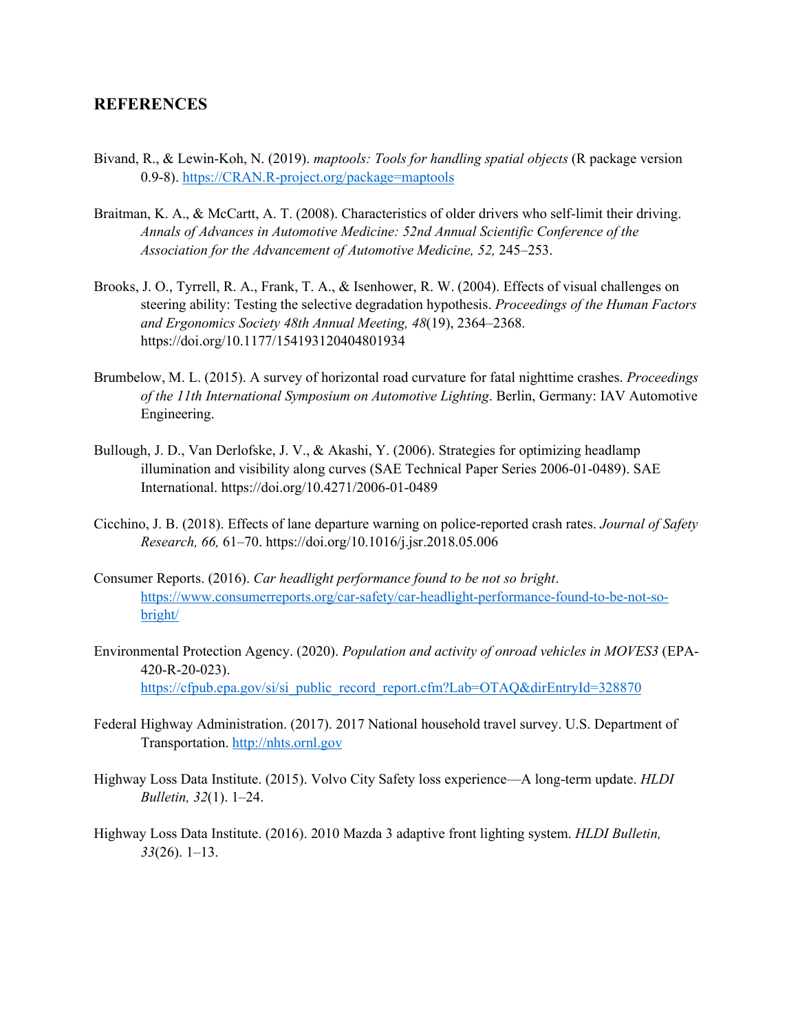## REFERENCES

Bivand, R., & Lewin-Koh, N. (2019). *maptools: Tools for handling spatial objects* (R package version 0.9-8). https://CRAN.R-project.org/package=maptools

Braitman, K. A., & McCartt, A. T. (2008). Characteristics of older drivers who self-limit their driving. *Annals of Advances in Automotive Medicine: 52nd Annual Scientific Conference of the Association for the Advancement of Automotive Medicine, 52,* 245–253.

Brooks, J. O., Tyrrell, R. A., Frank, T. A., & Isenhower, R. W. (2004). Effects of visual challenges on steering ability: Testing the selective degradation hypothesis. *Proceedings of the Human Factors and Ergonomics Society 48th Annual Meeting, 48*(19), 2364–2368. https://doi.org/10.1177/154193120404801934

Brumbelow, M. L. (2015). A survey of horizontal road curvature for fatal nighttime crashes. *Proceedings of the 11th International Symposium on Automotive Lighting*. Berlin, Germany: IAV Automotive Engineering.

Bullough, J. D., Van Derlofske, J. V., & Akashi, Y. (2006). Strategies for optimizing headlamp illumination and visibility along curves (SAE Technical Paper Series 2006-01-0489). SAE International. https://doi.org/10.4271/2006-01-0489

Cicchino, J. B. (2018). Effects of lane departure warning on police-reported crash rates. *Journal of Safety Research, 66,* 61–70. https://doi.org/10.1016/j.jsr.2018.05.006

Consumer Reports. (2016). *Car headlight performance found to be not so bright*. https://www.consumerreports.org/car-safety/car-headlight-performance-found-to-be-not-so-bright/

Environmental Protection Agency. (2020). *Population and activity of onroad vehicles in MOVES3* (EPA-420-R-20-023). https://cfpub.epa.gov/si/si_public_record_report.cfm?Lab=OTAQ&dirEntryId=328870

Federal Highway Administration. (2017). 2017 National household travel survey. U.S. Department of Transportation. http://nhts.ornl.gov

Highway Loss Data Institute. (2015). Volvo City Safety loss experience—A long-term update. *HLDI Bulletin, 32*(1). 1–24.

Highway Loss Data Institute. (2016). 2010 Mazda 3 adaptive front lighting system. *HLDI Bulletin, 33*(26). 1–13.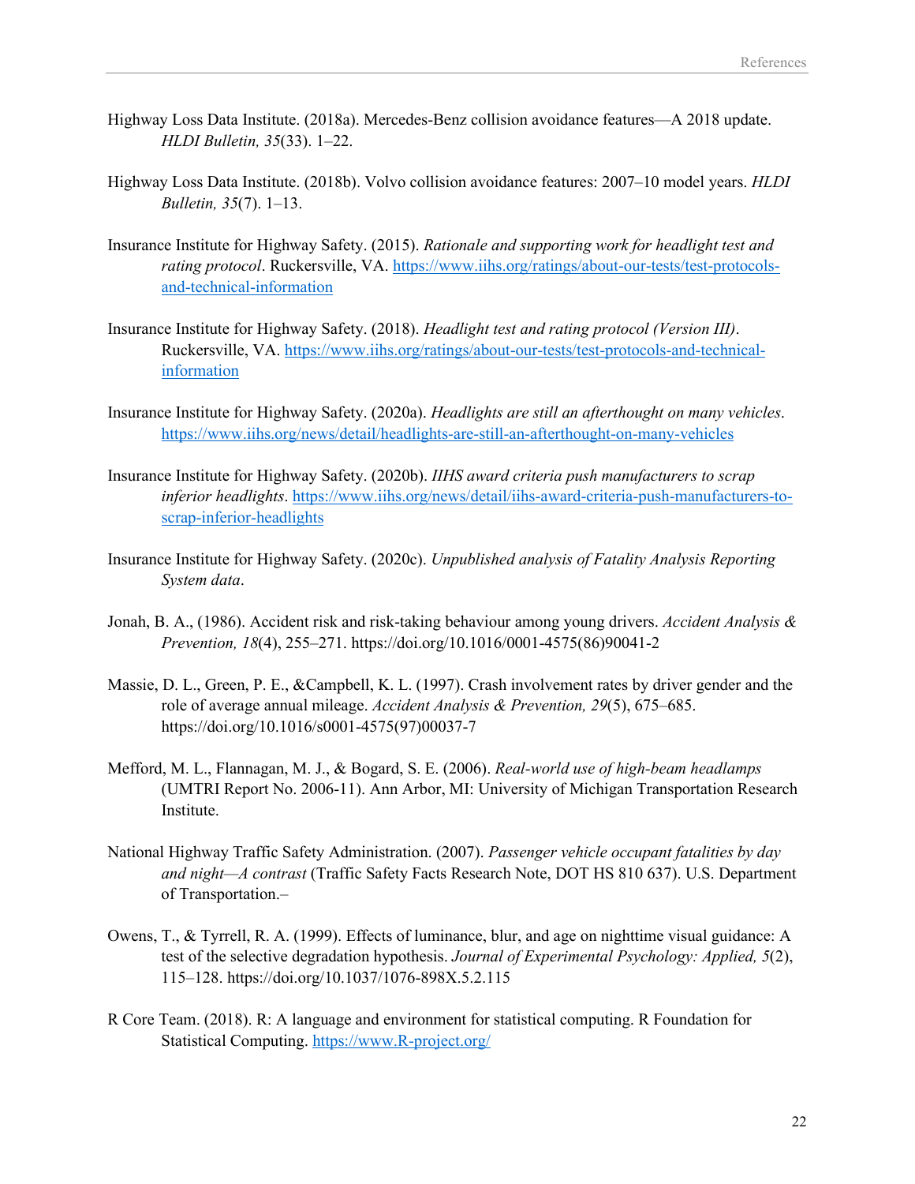Highway Loss Data Institute. (2018a). Mercedes-Benz collision avoidance features—A 2018 update. *HLDI Bulletin, 35*(33). 1–22.

Highway Loss Data Institute. (2018b). Volvo collision avoidance features: 2007–10 model years. *HLDI Bulletin, 35*(7). 1–13.

Insurance Institute for Highway Safety. (2015). *Rationale and supporting work for headlight test and rating protocol*. Ruckersville, VA. https://www.iihs.org/ratings/about-our-tests/test-protocols-and-technical-information

Insurance Institute for Highway Safety. (2018). *Headlight test and rating protocol (Version III)*. Ruckersville, VA. https://www.iihs.org/ratings/about-our-tests/test-protocols-and-technical-information

Insurance Institute for Highway Safety. (2020a). *Headlights are still an afterthought on many vehicles*. https://www.iihs.org/news/detail/headlights-are-still-an-afterthought-on-many-vehicles

Insurance Institute for Highway Safety. (2020b). *IIHS award criteria push manufacturers to scrap inferior headlights*. https://www.iihs.org/news/detail/iihs-award-criteria-push-manufacturers-to-scrap-inferior-headlights

Insurance Institute for Highway Safety. (2020c). *Unpublished analysis of Fatality Analysis Reporting System data*.

Jonah, B. A., (1986). Accident risk and risk-taking behaviour among young drivers. *Accident Analysis & Prevention, 18*(4), 255–271. https://doi.org/10.1016/0001-4575(86)90041-2

Massie, D. L., Green, P. E., &Campbell, K. L. (1997). Crash involvement rates by driver gender and the role of average annual mileage. *Accident Analysis & Prevention, 29*(5), 675–685. https://doi.org/10.1016/s0001-4575(97)00037-7

Mefford, M. L., Flannagan, M. J., & Bogard, S. E. (2006). *Real-world use of high-beam headlamps* (UMTRI Report No. 2006-11). Ann Arbor, MI: University of Michigan Transportation Research Institute.

National Highway Traffic Safety Administration. (2007). *Passenger vehicle occupant fatalities by day and night—A contrast* (Traffic Safety Facts Research Note, DOT HS 810 637). U.S. Department of Transportation.–

Owens, T., & Tyrrell, R. A. (1999). Effects of luminance, blur, and age on nighttime visual guidance: A test of the selective degradation hypothesis. *Journal of Experimental Psychology: Applied, 5*(2), 115–128. https://doi.org/10.1037/1076-898X.5.2.115

R Core Team. (2018). R: A language and environment for statistical computing. R Foundation for Statistical Computing. https://www.R-project.org/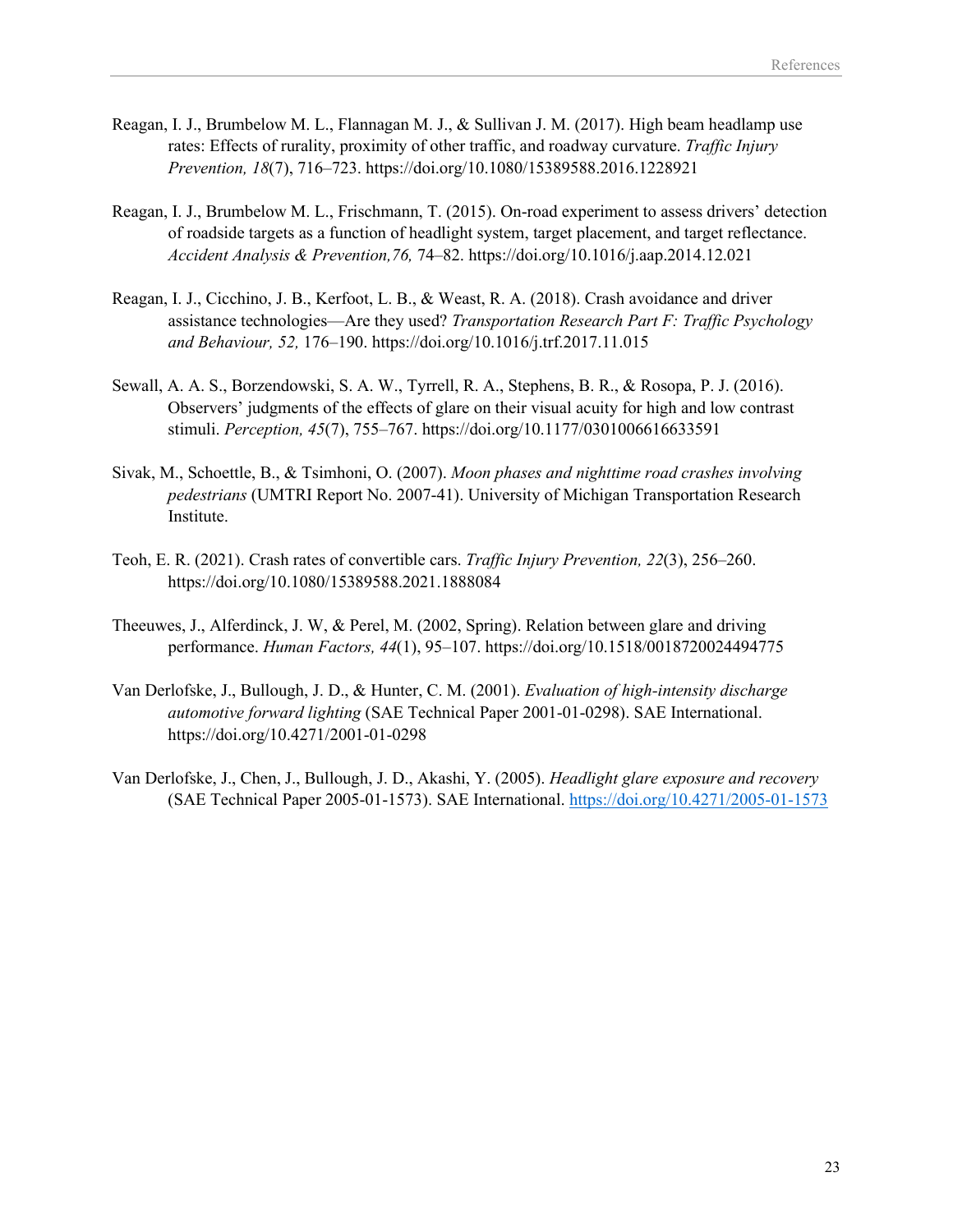Reagan, I. J., Brumbelow M. L., Flannagan M. J., & Sullivan J. M. (2017). High beam headlamp use rates: Effects of rurality, proximity of other traffic, and roadway curvature. *Traffic Injury Prevention, 18*(7), 716–723. https://doi.org/10.1080/15389588.2016.1228921

Reagan, I. J., Brumbelow M. L., Frischmann, T. (2015). On-road experiment to assess drivers' detection of roadside targets as a function of headlight system, target placement, and target reflectance. *Accident Analysis & Prevention,76,* 74–82. https://doi.org/10.1016/j.aap.2014.12.021

Reagan, I. J., Cicchino, J. B., Kerfoot, L. B., & Weast, R. A. (2018). Crash avoidance and driver assistance technologies—Are they used? *Transportation Research Part F: Traffic Psychology and Behaviour, 52,* 176–190. https://doi.org/10.1016/j.trf.2017.11.015

Sewall, A. A. S., Borzendowski, S. A. W., Tyrrell, R. A., Stephens, B. R., & Rosopa, P. J. (2016). Observers' judgments of the effects of glare on their visual acuity for high and low contrast stimuli. *Perception, 45*(7), 755–767. https://doi.org/10.1177/0301006616633591

Sivak, M., Schoettle, B., & Tsimhoni, O. (2007). *Moon phases and nighttime road crashes involving pedestrians* (UMTRI Report No. 2007-41). University of Michigan Transportation Research Institute.

Teoh, E. R. (2021). Crash rates of convertible cars. *Traffic Injury Prevention, 22*(3), 256–260. https://doi.org/10.1080/15389588.2021.1888084

Theeuwes, J., Alferdinck, J. W, & Perel, M. (2002, Spring). Relation between glare and driving performance. *Human Factors, 44*(1), 95–107. https://doi.org/10.1518/0018720024494775

Van Derlofske, J., Bullough, J. D., & Hunter, C. M. (2001). *Evaluation of high-intensity discharge automotive forward lighting* (SAE Technical Paper 2001-01-0298). SAE International. https://doi.org/10.4271/2001-01-0298

Van Derlofske, J., Chen, J., Bullough, J. D., Akashi, Y. (2005). *Headlight glare exposure and recovery* (SAE Technical Paper 2005-01-1573). SAE International. https://doi.org/10.4271/2005-01-1573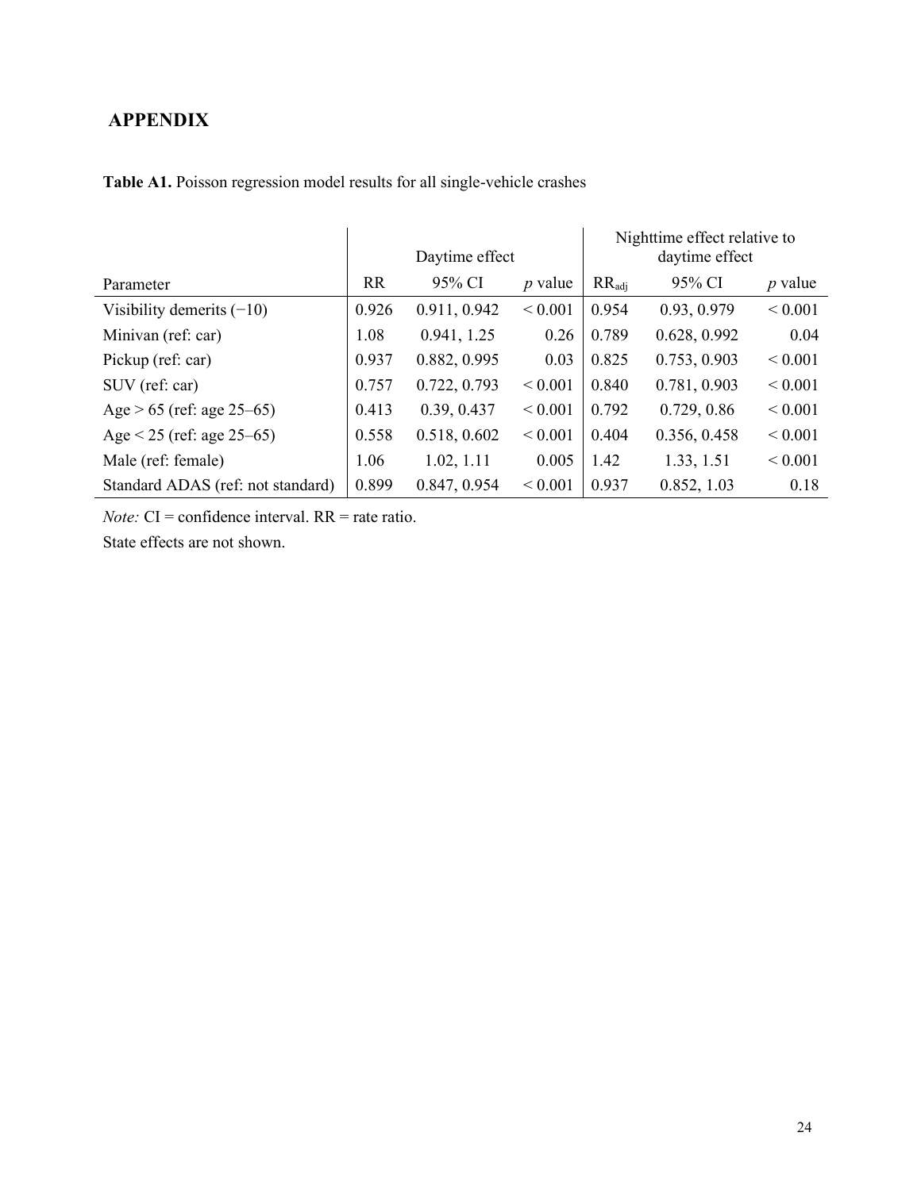## APPENDIX

**Table A1.** Poisson regression model results for all single-vehicle crashes

| | Daytime effect | | | Nighttime effect relative to daytime effect | | |
|---|---|---|---|---|---|---|
| Parameter | RR | 95% CI | *p* value | $RR_{adj}$ | 95% CI | *p* value |
| Visibility demerits (−10) | 0.926 | 0.911, 0.942 | < 0.001 | 0.954 | 0.93, 0.979 | < 0.001 |
| Minivan (ref: car) | 1.08 | 0.941, 1.25 | 0.26 | 0.789 | 0.628, 0.992 | 0.04 |
| Pickup (ref: car) | 0.937 | 0.882, 0.995 | 0.03 | 0.825 | 0.753, 0.903 | < 0.001 |
| SUV (ref: car) | 0.757 | 0.722, 0.793 | < 0.001 | 0.840 | 0.781, 0.903 | < 0.001 |
| Age > 65 (ref: age 25–65) | 0.413 | 0.39, 0.437 | < 0.001 | 0.792 | 0.729, 0.86 | < 0.001 |
| Age < 25 (ref: age 25–65) | 0.558 | 0.518, 0.602 | < 0.001 | 0.404 | 0.356, 0.458 | < 0.001 |
| Male (ref: female) | 1.06 | 1.02, 1.11 | 0.005 | 1.42 | 1.33, 1.51 | < 0.001 |
| Standard ADAS (ref: not standard) | 0.899 | 0.847, 0.954 | < 0.001 | 0.937 | 0.852, 1.03 | 0.18 |

*Note:* CI = confidence interval. RR = rate ratio.

State effects are not shown.